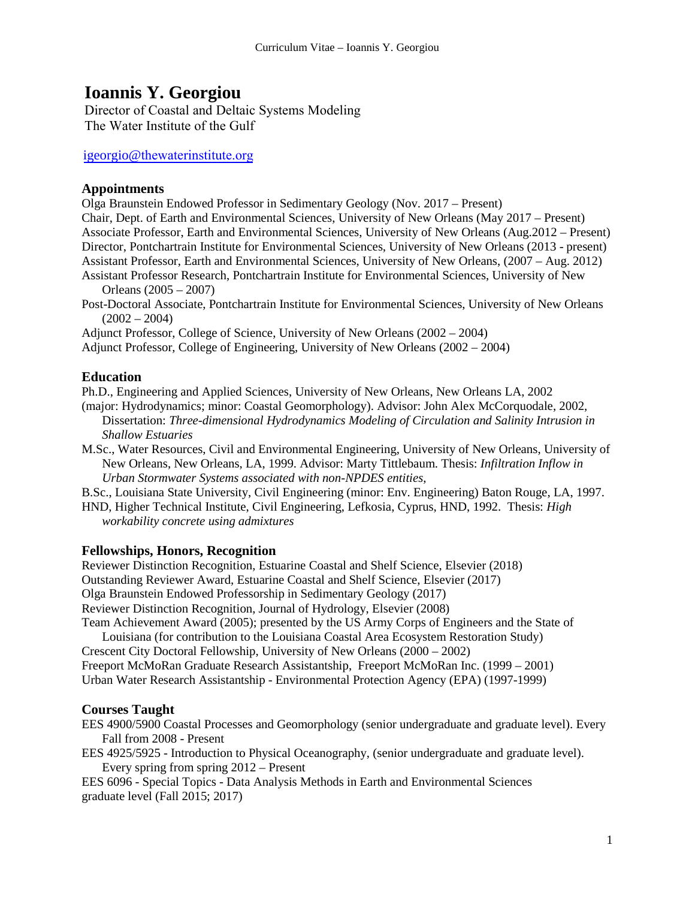# Ioannis Y. Georgiou

Director of Coastal and Deltaic Systems Modeling
The Water Institute of the Gulf

igeorgio@thewaterinstitute.org

## Appointments

Olga Braunstein Endowed Professor in Sedimentary Geology (Nov. 2017 – Present)
Chair, Dept. of Earth and Environmental Sciences, University of New Orleans (May 2017 – Present)
Associate Professor, Earth and Environmental Sciences, University of New Orleans (Aug.2012 – Present)
Director, Pontchartrain Institute for Environmental Sciences, University of New Orleans (2013 - present)
Assistant Professor, Earth and Environmental Sciences, University of New Orleans, (2007 – Aug. 2012)
Assistant Professor Research, Pontchartrain Institute for Environmental Sciences, University of New Orleans (2005 – 2007)
Post-Doctoral Associate, Pontchartrain Institute for Environmental Sciences, University of New Orleans (2002 – 2004)
Adjunct Professor, College of Science, University of New Orleans (2002 – 2004)
Adjunct Professor, College of Engineering, University of New Orleans (2002 – 2004)

## Education

Ph.D., Engineering and Applied Sciences, University of New Orleans, New Orleans LA, 2002
(major: Hydrodynamics; minor: Coastal Geomorphology). Advisor: John Alex McCorquodale, 2002, Dissertation: *Three-dimensional Hydrodynamics Modeling of Circulation and Salinity Intrusion in Shallow Estuaries*

M.Sc., Water Resources, Civil and Environmental Engineering, University of New Orleans, University of New Orleans, New Orleans, LA, 1999. Advisor: Marty Tittlebaum. Thesis: *Infiltration Inflow in Urban Stormwater Systems associated with non-NPDES entities,*

B.Sc., Louisiana State University, Civil Engineering (minor: Env. Engineering) Baton Rouge, LA, 1997.

HND, Higher Technical Institute, Civil Engineering, Lefkosia, Cyprus, HND, 1992. Thesis: *High workability concrete using admixtures*

## Fellowships, Honors, Recognition

Reviewer Distinction Recognition, Estuarine Coastal and Shelf Science, Elsevier (2018)
Outstanding Reviewer Award, Estuarine Coastal and Shelf Science, Elsevier (2017)
Olga Braunstein Endowed Professorship in Sedimentary Geology (2017)
Reviewer Distinction Recognition, Journal of Hydrology, Elsevier (2008)
Team Achievement Award (2005); presented by the US Army Corps of Engineers and the State of Louisiana (for contribution to the Louisiana Coastal Area Ecosystem Restoration Study)
Crescent City Doctoral Fellowship, University of New Orleans (2000 – 2002)
Freeport McMoRan Graduate Research Assistantship, Freeport McMoRan Inc. (1999 – 2001)
Urban Water Research Assistantship - Environmental Protection Agency (EPA) (1997-1999)

## Courses Taught

EES 4900/5900 Coastal Processes and Geomorphology (senior undergraduate and graduate level). Every Fall from 2008 - Present

EES 4925/5925 - Introduction to Physical Oceanography, (senior undergraduate and graduate level). Every spring from spring 2012 – Present

EES 6096 - Special Topics - Data Analysis Methods in Earth and Environmental Sciences graduate level (Fall 2015; 2017)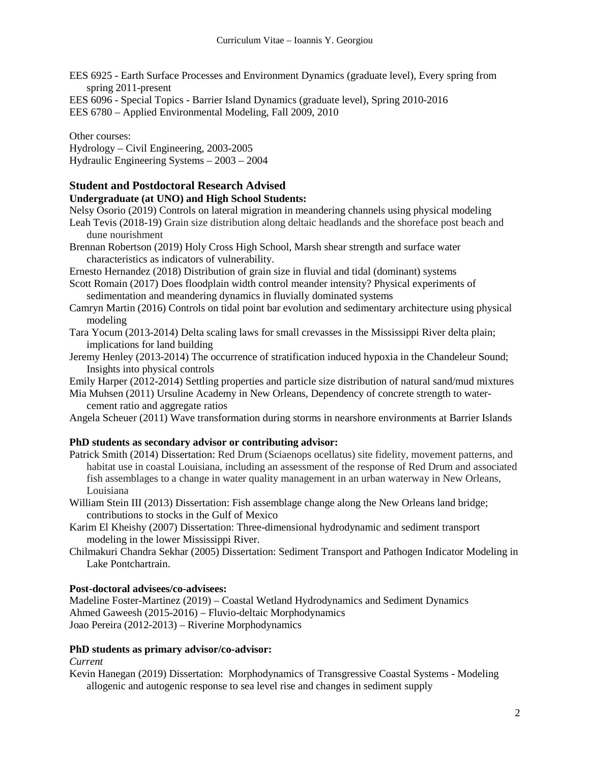EES 6925 - Earth Surface Processes and Environment Dynamics (graduate level), Every spring from spring 2011-present

EES 6096 - Special Topics - Barrier Island Dynamics (graduate level), Spring 2010-2016

EES 6780 – Applied Environmental Modeling, Fall 2009, 2010

Other courses:

Hydrology – Civil Engineering, 2003-2005

Hydraulic Engineering Systems – 2003 – 2004

## Student and Postdoctoral Research Advised

### Undergraduate (at UNO) and High School Students:

Nelsy Osorio (2019) Controls on lateral migration in meandering channels using physical modeling

Leah Tevis (2018-19) Grain size distribution along deltaic headlands and the shoreface post beach and dune nourishment

Brennan Robertson (2019) Holy Cross High School, Marsh shear strength and surface water characteristics as indicators of vulnerability.

Ernesto Hernandez (2018) Distribution of grain size in fluvial and tidal (dominant) systems

Scott Romain (2017) Does floodplain width control meander intensity? Physical experiments of sedimentation and meandering dynamics in fluvially dominated systems

Camryn Martin (2016) Controls on tidal point bar evolution and sedimentary architecture using physical modeling

Tara Yocum (2013-2014) Delta scaling laws for small crevasses in the Mississippi River delta plain; implications for land building

Jeremy Henley (2013-2014) The occurrence of stratification induced hypoxia in the Chandeleur Sound; Insights into physical controls

Emily Harper (2012-2014) Settling properties and particle size distribution of natural sand/mud mixtures

Mia Muhsen (2011) Ursuline Academy in New Orleans, Dependency of concrete strength to water-cement ratio and aggregate ratios

Angela Scheuer (2011) Wave transformation during storms in nearshore environments at Barrier Islands

### PhD students as secondary advisor or contributing advisor:

Patrick Smith (2014) Dissertation: Red Drum (Sciaenops ocellatus) site fidelity, movement patterns, and habitat use in coastal Louisiana, including an assessment of the response of Red Drum and associated fish assemblages to a change in water quality management in an urban waterway in New Orleans, Louisiana

William Stein III (2013) Dissertation: Fish assemblage change along the New Orleans land bridge; contributions to stocks in the Gulf of Mexico

Karim El Kheishy (2007) Dissertation: Three-dimensional hydrodynamic and sediment transport modeling in the lower Mississippi River.

Chilmakuri Chandra Sekhar (2005) Dissertation: Sediment Transport and Pathogen Indicator Modeling in Lake Pontchartrain.

### Post-doctoral advisees/co-advisees:

Madeline Foster-Martinez (2019) – Coastal Wetland Hydrodynamics and Sediment Dynamics

Ahmed Gaweesh (2015-2016) – Fluvio-deltaic Morphodynamics

Joao Pereira (2012-2013) – Riverine Morphodynamics

### PhD students as primary advisor/co-advisor:

*Current*

Kevin Hanegan (2019) Dissertation: Morphodynamics of Transgressive Coastal Systems - Modeling allogenic and autogenic response to sea level rise and changes in sediment supply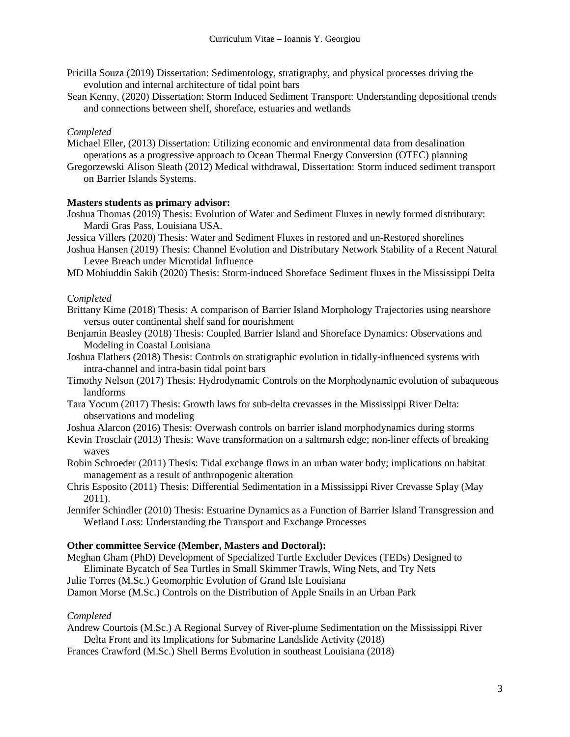Pricilla Souza (2019) Dissertation: Sedimentology, stratigraphy, and physical processes driving the evolution and internal architecture of tidal point bars

Sean Kenny, (2020) Dissertation: Storm Induced Sediment Transport: Understanding depositional trends and connections between shelf, shoreface, estuaries and wetlands

*Completed*

Michael Eller, (2013) Dissertation: Utilizing economic and environmental data from desalination operations as a progressive approach to Ocean Thermal Energy Conversion (OTEC) planning

Gregorzewski Alison Sleath (2012) Medical withdrawal, Dissertation: Storm induced sediment transport on Barrier Islands Systems.

**Masters students as primary advisor:**

Joshua Thomas (2019) Thesis: Evolution of Water and Sediment Fluxes in newly formed distributary: Mardi Gras Pass, Louisiana USA.

Jessica Villers (2020) Thesis: Water and Sediment Fluxes in restored and un-Restored shorelines

Joshua Hansen (2019) Thesis: Channel Evolution and Distributary Network Stability of a Recent Natural Levee Breach under Microtidal Influence

MD Mohiuddin Sakib (2020) Thesis: Storm-induced Shoreface Sediment fluxes in the Mississippi Delta

*Completed*

Brittany Kime (2018) Thesis: A comparison of Barrier Island Morphology Trajectories using nearshore versus outer continental shelf sand for nourishment

Benjamin Beasley (2018) Thesis: Coupled Barrier Island and Shoreface Dynamics: Observations and Modeling in Coastal Louisiana

Joshua Flathers (2018) Thesis: Controls on stratigraphic evolution in tidally-influenced systems with intra-channel and intra-basin tidal point bars

Timothy Nelson (2017) Thesis: Hydrodynamic Controls on the Morphodynamic evolution of subaqueous landforms

Tara Yocum (2017) Thesis: Growth laws for sub-delta crevasses in the Mississippi River Delta: observations and modeling

Joshua Alarcon (2016) Thesis: Overwash controls on barrier island morphodynamics during storms

Kevin Trosclair (2013) Thesis: Wave transformation on a saltmarsh edge; non-liner effects of breaking waves

Robin Schroeder (2011) Thesis: Tidal exchange flows in an urban water body; implications on habitat management as a result of anthropogenic alteration

Chris Esposito (2011) Thesis: Differential Sedimentation in a Mississippi River Crevasse Splay (May 2011).

Jennifer Schindler (2010) Thesis: Estuarine Dynamics as a Function of Barrier Island Transgression and Wetland Loss: Understanding the Transport and Exchange Processes

**Other committee Service (Member, Masters and Doctoral):**

Meghan Gham (PhD) Development of Specialized Turtle Excluder Devices (TEDs) Designed to Eliminate Bycatch of Sea Turtles in Small Skimmer Trawls, Wing Nets, and Try Nets

Julie Torres (M.Sc.) Geomorphic Evolution of Grand Isle Louisiana

Damon Morse (M.Sc.) Controls on the Distribution of Apple Snails in an Urban Park

*Completed*

Andrew Courtois (M.Sc.) A Regional Survey of River-plume Sedimentation on the Mississippi River Delta Front and its Implications for Submarine Landslide Activity (2018)

Frances Crawford (M.Sc.) Shell Berms Evolution in southeast Louisiana (2018)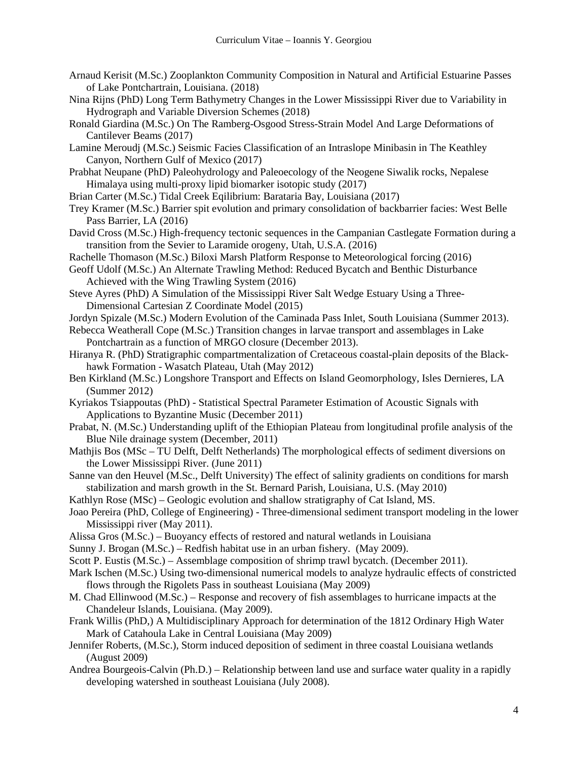Arnaud Kerisit (M.Sc.) Zooplankton Community Composition in Natural and Artificial Estuarine Passes of Lake Pontchartrain, Louisiana. (2018)

Nina Rijns (PhD) Long Term Bathymetry Changes in the Lower Mississippi River due to Variability in Hydrograph and Variable Diversion Schemes (2018)

Ronald Giardina (M.Sc.) On The Ramberg-Osgood Stress-Strain Model And Large Deformations of Cantilever Beams (2017)

Lamine Meroudj (M.Sc.) Seismic Facies Classification of an Intraslope Minibasin in The Keathley Canyon, Northern Gulf of Mexico (2017)

Prabhat Neupane (PhD) Paleohydrology and Paleoecology of the Neogene Siwalik rocks, Nepalese Himalaya using multi-proxy lipid biomarker isotopic study (2017)

Brian Carter (M.Sc.) Tidal Creek Eqilibrium: Barataria Bay, Louisiana (2017)

Trey Kramer (M.Sc.) Barrier spit evolution and primary consolidation of backbarrier facies: West Belle Pass Barrier, LA (2016)

David Cross (M.Sc.) High-frequency tectonic sequences in the Campanian Castlegate Formation during a transition from the Sevier to Laramide orogeny, Utah, U.S.A. (2016)

Rachelle Thomason (M.Sc.) Biloxi Marsh Platform Response to Meteorological forcing (2016)

Geoff Udolf (M.Sc.) An Alternate Trawling Method: Reduced Bycatch and Benthic Disturbance Achieved with the Wing Trawling System (2016)

Steve Ayres (PhD) A Simulation of the Mississippi River Salt Wedge Estuary Using a Three-Dimensional Cartesian Z Coordinate Model (2015)

Jordyn Spizale (M.Sc.) Modern Evolution of the Caminada Pass Inlet, South Louisiana (Summer 2013).

Rebecca Weatherall Cope (M.Sc.) Transition changes in larvae transport and assemblages in Lake Pontchartrain as a function of MRGO closure (December 2013).

Hiranya R. (PhD) Stratigraphic compartmentalization of Cretaceous coastal-plain deposits of the Black-hawk Formation - Wasatch Plateau, Utah (May 2012)

Ben Kirkland (M.Sc.) Longshore Transport and Effects on Island Geomorphology, Isles Dernieres, LA (Summer 2012)

Kyriakos Tsiappoutas (PhD) - Statistical Spectral Parameter Estimation of Acoustic Signals with Applications to Byzantine Music (December 2011)

Prabat, N. (M.Sc.) Understanding uplift of the Ethiopian Plateau from longitudinal profile analysis of the Blue Nile drainage system (December, 2011)

Mathjis Bos (MSc – TU Delft, Delft Netherlands) The morphological effects of sediment diversions on the Lower Mississippi River. (June 2011)

Sanne van den Heuvel (M.Sc., Delft University) The effect of salinity gradients on conditions for marsh stabilization and marsh growth in the St. Bernard Parish, Louisiana, U.S. (May 2010)

Kathlyn Rose (MSc) – Geologic evolution and shallow stratigraphy of Cat Island, MS.

Joao Pereira (PhD, College of Engineering) - Three-dimensional sediment transport modeling in the lower Mississippi river (May 2011).

Alissa Gros (M.Sc.) – Buoyancy effects of restored and natural wetlands in Louisiana

Sunny J. Brogan (M.Sc.) – Redfish habitat use in an urban fishery. (May 2009).

Scott P. Eustis (M.Sc.) – Assemblage composition of shrimp trawl bycatch. (December 2011).

Mark Ischen (M.Sc.) Using two-dimensional numerical models to analyze hydraulic effects of constricted flows through the Rigolets Pass in southeast Louisiana (May 2009)

M. Chad Ellinwood (M.Sc.) – Response and recovery of fish assemblages to hurricane impacts at the Chandeleur Islands, Louisiana. (May 2009).

Frank Willis (PhD,) A Multidisciplinary Approach for determination of the 1812 Ordinary High Water Mark of Catahoula Lake in Central Louisiana (May 2009)

Jennifer Roberts, (M.Sc.), Storm induced deposition of sediment in three coastal Louisiana wetlands (August 2009)

Andrea Bourgeois-Calvin (Ph.D.) – Relationship between land use and surface water quality in a rapidly developing watershed in southeast Louisiana (July 2008).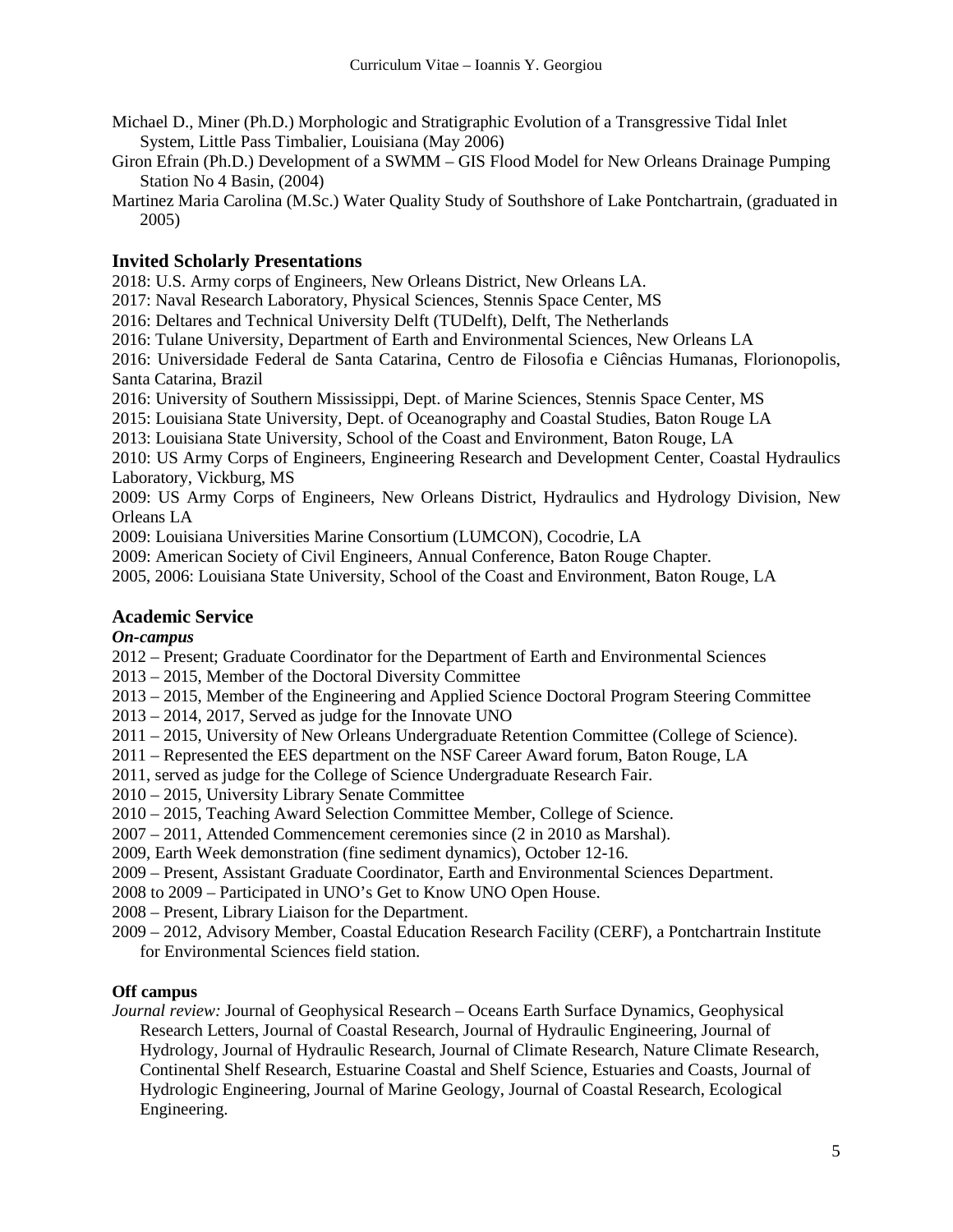Michael D., Miner (Ph.D.) Morphologic and Stratigraphic Evolution of a Transgressive Tidal Inlet System, Little Pass Timbalier, Louisiana (May 2006)

Giron Efrain (Ph.D.) Development of a SWMM – GIS Flood Model for New Orleans Drainage Pumping Station No 4 Basin, (2004)

Martinez Maria Carolina (M.Sc.) Water Quality Study of Southshore of Lake Pontchartrain, (graduated in 2005)

## Invited Scholarly Presentations

2018: U.S. Army corps of Engineers, New Orleans District, New Orleans LA.

2017: Naval Research Laboratory, Physical Sciences, Stennis Space Center, MS

2016: Deltares and Technical University Delft (TUDelft), Delft, The Netherlands

2016: Tulane University, Department of Earth and Environmental Sciences, New Orleans LA

2016: Universidade Federal de Santa Catarina, Centro de Filosofia e Ciências Humanas, Florionopolis, Santa Catarina, Brazil

2016: University of Southern Mississippi, Dept. of Marine Sciences, Stennis Space Center, MS

2015: Louisiana State University, Dept. of Oceanography and Coastal Studies, Baton Rouge LA

2013: Louisiana State University, School of the Coast and Environment, Baton Rouge, LA

2010: US Army Corps of Engineers, Engineering Research and Development Center, Coastal Hydraulics Laboratory, Vickburg, MS

2009: US Army Corps of Engineers, New Orleans District, Hydraulics and Hydrology Division, New Orleans LA

2009: Louisiana Universities Marine Consortium (LUMCON), Cocodrie, LA

2009: American Society of Civil Engineers, Annual Conference, Baton Rouge Chapter.

2005, 2006: Louisiana State University, School of the Coast and Environment, Baton Rouge, LA

## Academic Service

### *On-campus*

2012 – Present; Graduate Coordinator for the Department of Earth and Environmental Sciences

2013 – 2015, Member of the Doctoral Diversity Committee

2013 – 2015, Member of the Engineering and Applied Science Doctoral Program Steering Committee

2013 – 2014, 2017, Served as judge for the Innovate UNO

2011 – 2015, University of New Orleans Undergraduate Retention Committee (College of Science).

2011 – Represented the EES department on the NSF Career Award forum, Baton Rouge, LA

2011, served as judge for the College of Science Undergraduate Research Fair.

2010 – 2015, University Library Senate Committee

2010 – 2015, Teaching Award Selection Committee Member, College of Science.

2007 – 2011, Attended Commencement ceremonies since (2 in 2010 as Marshal).

2009, Earth Week demonstration (fine sediment dynamics), October 12-16.

2009 – Present, Assistant Graduate Coordinator, Earth and Environmental Sciences Department.

2008 to 2009 – Participated in UNO's Get to Know UNO Open House.

2008 – Present, Library Liaison for the Department.

2009 – 2012, Advisory Member, Coastal Education Research Facility (CERF), a Pontchartrain Institute for Environmental Sciences field station.

### Off campus

*Journal review:* Journal of Geophysical Research – Oceans Earth Surface Dynamics, Geophysical Research Letters, Journal of Coastal Research, Journal of Hydraulic Engineering, Journal of Hydrology, Journal of Hydraulic Research, Journal of Climate Research, Nature Climate Research, Continental Shelf Research, Estuarine Coastal and Shelf Science, Estuaries and Coasts, Journal of Hydrologic Engineering, Journal of Marine Geology, Journal of Coastal Research, Ecological Engineering.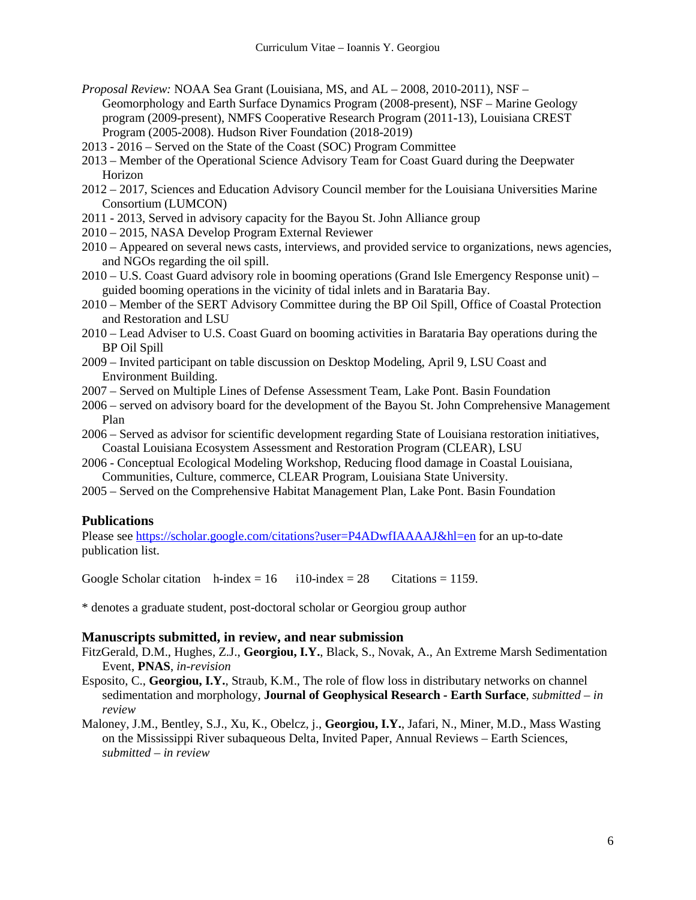*Proposal Review:* NOAA Sea Grant (Louisiana, MS, and AL – 2008, 2010-2011), NSF – Geomorphology and Earth Surface Dynamics Program (2008-present), NSF – Marine Geology program (2009-present), NMFS Cooperative Research Program (2011-13), Louisiana CREST Program (2005-2008). Hudson River Foundation (2018-2019)

2013 - 2016 – Served on the State of the Coast (SOC) Program Committee

2013 – Member of the Operational Science Advisory Team for Coast Guard during the Deepwater Horizon

2012 – 2017, Sciences and Education Advisory Council member for the Louisiana Universities Marine Consortium (LUMCON)

2011 - 2013, Served in advisory capacity for the Bayou St. John Alliance group

2010 – 2015, NASA Develop Program External Reviewer

2010 – Appeared on several news casts, interviews, and provided service to organizations, news agencies, and NGOs regarding the oil spill.

2010 – U.S. Coast Guard advisory role in booming operations (Grand Isle Emergency Response unit) – guided booming operations in the vicinity of tidal inlets and in Barataria Bay.

2010 – Member of the SERT Advisory Committee during the BP Oil Spill, Office of Coastal Protection and Restoration and LSU

2010 – Lead Adviser to U.S. Coast Guard on booming activities in Barataria Bay operations during the BP Oil Spill

2009 – Invited participant on table discussion on Desktop Modeling, April 9, LSU Coast and Environment Building.

2007 – Served on Multiple Lines of Defense Assessment Team, Lake Pont. Basin Foundation

2006 – served on advisory board for the development of the Bayou St. John Comprehensive Management Plan

2006 – Served as advisor for scientific development regarding State of Louisiana restoration initiatives, Coastal Louisiana Ecosystem Assessment and Restoration Program (CLEAR), LSU

2006 - Conceptual Ecological Modeling Workshop, Reducing flood damage in Coastal Louisiana, Communities, Culture, commerce, CLEAR Program, Louisiana State University.

2005 – Served on the Comprehensive Habitat Management Plan, Lake Pont. Basin Foundation

## Publications

Please see https://scholar.google.com/citations?user=P4ADwfIAAAAJ&hl=en for an up-to-date publication list.

Google Scholar citation h-index = 16 i10-index = 28 Citations = 1159.

* denotes a graduate student, post-doctoral scholar or Georgiou group author

### Manuscripts submitted, in review, and near submission

FitzGerald, D.M., Hughes, Z.J., **Georgiou, I.Y.**, Black, S., Novak, A., An Extreme Marsh Sedimentation Event, **PNAS**, *in-revision*

Esposito, C., **Georgiou, I.Y.**, Straub, K.M., The role of flow loss in distributary networks on channel sedimentation and morphology, **Journal of Geophysical Research - Earth Surface**, *submitted – in review*

Maloney, J.M., Bentley, S.J., Xu, K., Obelcz, j., **Georgiou, I.Y.**, Jafari, N., Miner, M.D., Mass Wasting on the Mississippi River subaqueous Delta, Invited Paper, Annual Reviews – Earth Sciences, *submitted – in review*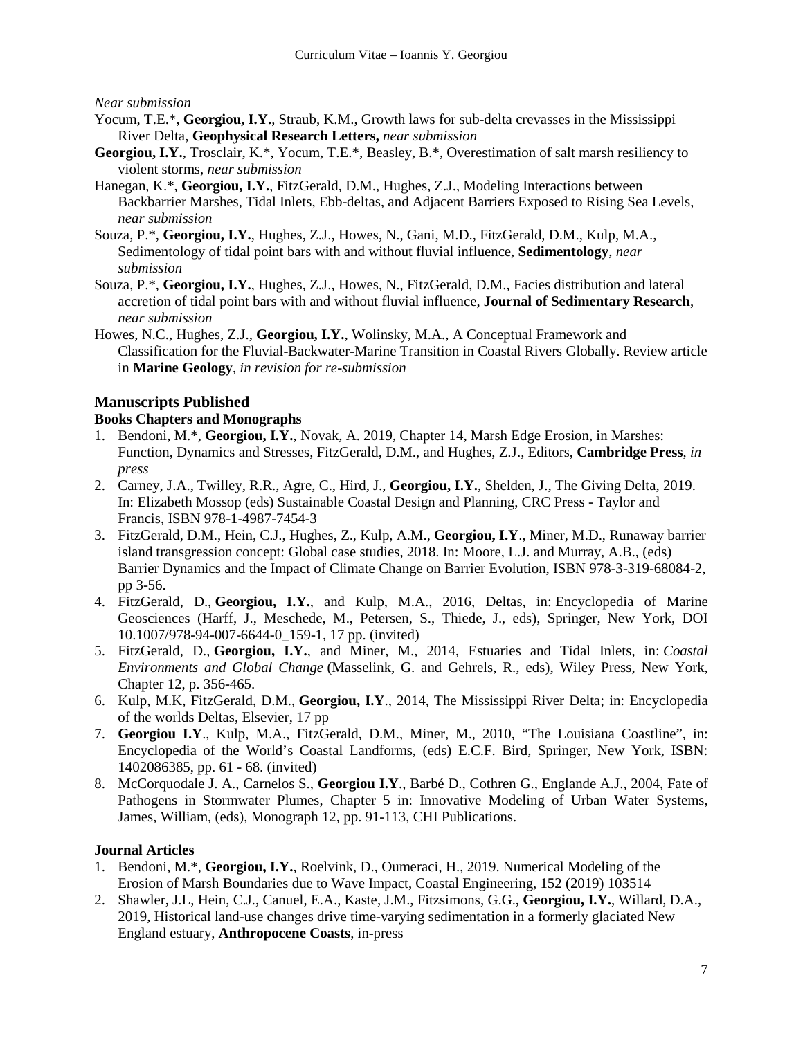*Near submission*

Yocum, T.E.*, **Georgiou, I.Y.**, Straub, K.M., Growth laws for sub-delta crevasses in the Mississippi River Delta, **Geophysical Research Letters,** *near submission*

**Georgiou, I.Y.**, Trosclair, K.*, Yocum, T.E.*, Beasley, B.*, Overestimation of salt marsh resiliency to violent storms, *near submission*

Hanegan, K.*, **Georgiou, I.Y.**, FitzGerald, D.M., Hughes, Z.J., Modeling Interactions between Backbarrier Marshes, Tidal Inlets, Ebb-deltas, and Adjacent Barriers Exposed to Rising Sea Levels, *near submission*

Souza, P.*, **Georgiou, I.Y.**, Hughes, Z.J., Howes, N., Gani, M.D., FitzGerald, D.M., Kulp, M.A., Sedimentology of tidal point bars with and without fluvial influence, **Sedimentology**, *near submission*

Souza, P.*, **Georgiou, I.Y.**, Hughes, Z.J., Howes, N., FitzGerald, D.M., Facies distribution and lateral accretion of tidal point bars with and without fluvial influence, **Journal of Sedimentary Research**, *near submission*

Howes, N.C., Hughes, Z.J., **Georgiou, I.Y.**, Wolinsky, M.A., A Conceptual Framework and Classification for the Fluvial-Backwater-Marine Transition in Coastal Rivers Globally. Review article in **Marine Geology**, *in revision for re-submission*

## Manuscripts Published

### Books Chapters and Monographs

1. Bendoni, M.*, **Georgiou, I.Y.**, Novak, A. 2019, Chapter 14, Marsh Edge Erosion, in Marshes: Function, Dynamics and Stresses, FitzGerald, D.M., and Hughes, Z.J., Editors, **Cambridge Press**, *in press*
2. Carney, J.A., Twilley, R.R., Agre, C., Hird, J., **Georgiou, I.Y.**, Shelden, J., The Giving Delta, 2019. In: Elizabeth Mossop (eds) Sustainable Coastal Design and Planning, CRC Press - Taylor and Francis, ISBN 978-1-4987-7454-3
3. FitzGerald, D.M., Hein, C.J., Hughes, Z., Kulp, A.M., **Georgiou, I.Y**., Miner, M.D., Runaway barrier island transgression concept: Global case studies, 2018. In: Moore, L.J. and Murray, A.B., (eds) Barrier Dynamics and the Impact of Climate Change on Barrier Evolution, ISBN 978-3-319-68084-2, pp 3-56.
4. FitzGerald, D., **Georgiou, I.Y.**, and Kulp, M.A., 2016, Deltas, in: Encyclopedia of Marine Geosciences (Harff, J., Meschede, M., Petersen, S., Thiede, J., eds), Springer, New York, DOI 10.1007/978-94-007-6644-0_159-1, 17 pp. (invited)
5. FitzGerald, D., **Georgiou, I.Y.**, and Miner, M., 2014, Estuaries and Tidal Inlets, in: *Coastal Environments and Global Change* (Masselink, G. and Gehrels, R., eds), Wiley Press, New York, Chapter 12, p. 356-465.
6. Kulp, M.K, FitzGerald, D.M., **Georgiou, I.Y**., 2014, The Mississippi River Delta; in: Encyclopedia of the worlds Deltas, Elsevier, 17 pp
7. **Georgiou I.Y**., Kulp, M.A., FitzGerald, D.M., Miner, M., 2010, "The Louisiana Coastline", in: Encyclopedia of the World's Coastal Landforms, (eds) E.C.F. Bird, Springer, New York, ISBN: 1402086385, pp. 61 - 68. (invited)
8. McCorquodale J. A., Carnelos S., **Georgiou I.Y**., Barbé D., Cothren G., Englande A.J., 2004, Fate of Pathogens in Stormwater Plumes, Chapter 5 in: Innovative Modeling of Urban Water Systems, James, William, (eds), Monograph 12, pp. 91-113, CHI Publications.

### Journal Articles

1. Bendoni, M.*, **Georgiou, I.Y.**, Roelvink, D., Oumeraci, H., 2019. Numerical Modeling of the Erosion of Marsh Boundaries due to Wave Impact, Coastal Engineering, 152 (2019) 103514
2. Shawler, J.L, Hein, C.J., Canuel, E.A., Kaste, J.M., Fitzsimons, G.G., **Georgiou, I.Y.**, Willard, D.A., 2019, Historical land-use changes drive time-varying sedimentation in a formerly glaciated New England estuary, **Anthropocene Coasts**, in-press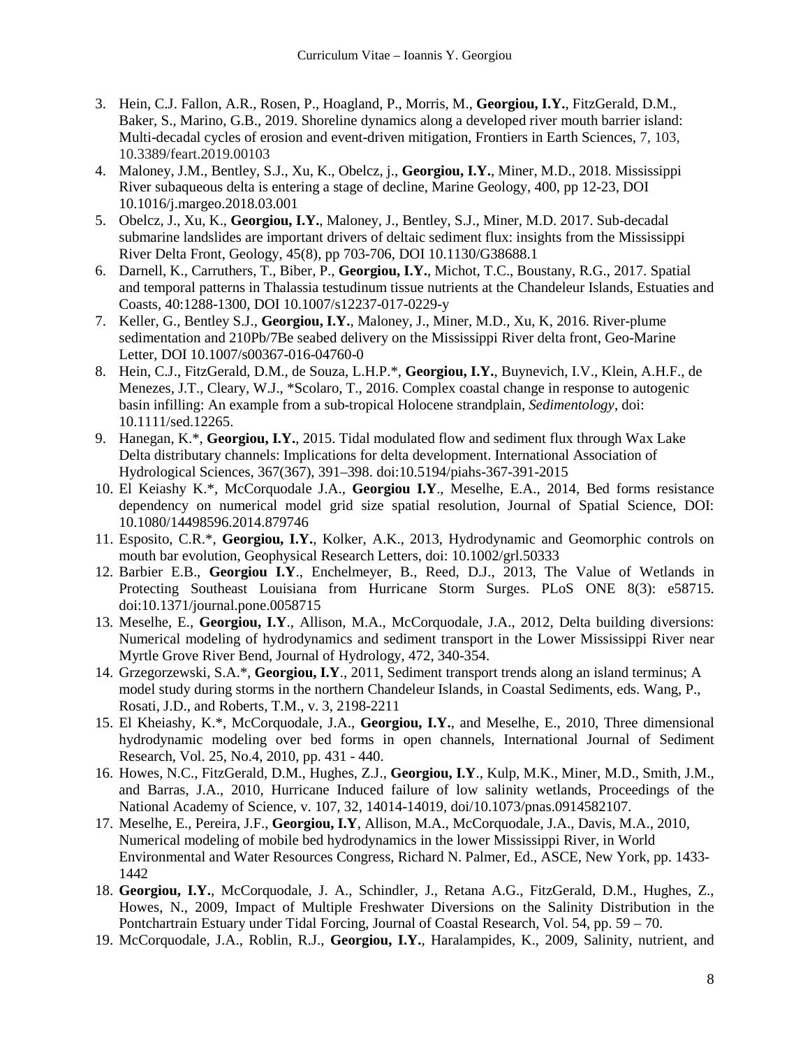3. Hein, C.J. Fallon, A.R., Rosen, P., Hoagland, P., Morris, M., **Georgiou, I.Y.**, FitzGerald, D.M., Baker, S., Marino, G.B., 2019. Shoreline dynamics along a developed river mouth barrier island: Multi-decadal cycles of erosion and event-driven mitigation, Frontiers in Earth Sciences, 7, 103, 10.3389/feart.2019.00103
4. Maloney, J.M., Bentley, S.J., Xu, K., Obelcz, j., **Georgiou, I.Y.**, Miner, M.D., 2018. Mississippi River subaqueous delta is entering a stage of decline, Marine Geology, 400, pp 12-23, DOI 10.1016/j.margeo.2018.03.001
5. Obelcz, J., Xu, K., **Georgiou, I.Y.**, Maloney, J., Bentley, S.J., Miner, M.D. 2017. Sub-decadal submarine landslides are important drivers of deltaic sediment flux: insights from the Mississippi River Delta Front, Geology, 45(8), pp 703-706, DOI 10.1130/G38688.1
6. Darnell, K., Carruthers, T., Biber, P., **Georgiou, I.Y.**, Michot, T.C., Boustany, R.G., 2017. Spatial and temporal patterns in Thalassia testudinum tissue nutrients at the Chandeleur Islands, Estuaties and Coasts, 40:1288-1300, DOI 10.1007/s12237-017-0229-y
7. Keller, G., Bentley S.J., **Georgiou, I.Y.**, Maloney, J., Miner, M.D., Xu, K, 2016. River-plume sedimentation and 210Pb/7Be seabed delivery on the Mississippi River delta front, Geo-Marine Letter, DOI 10.1007/s00367-016-04760-0
8. Hein, C.J., FitzGerald, D.M., de Souza, L.H.P.*, **Georgiou, I.Y.**, Buynevich, I.V., Klein, A.H.F., de Menezes, J.T., Cleary, W.J., *Scolaro, T., 2016. Complex coastal change in response to autogenic basin infilling: An example from a sub-tropical Holocene strandplain, *Sedimentology*, doi: 10.1111/sed.12265.
9. Hanegan, K.*, **Georgiou, I.Y.**, 2015. Tidal modulated flow and sediment flux through Wax Lake Delta distributary channels: Implications for delta development. International Association of Hydrological Sciences, 367(367), 391–398. doi:10.5194/piahs-367-391-2015
10. El Keiashy K.*, McCorquodale J.A., **Georgiou I.Y**., Meselhe, E.A., 2014, Bed forms resistance dependency on numerical model grid size spatial resolution, Journal of Spatial Science, DOI: 10.1080/14498596.2014.879746
11. Esposito, C.R.*, **Georgiou, I.Y.**, Kolker, A.K., 2013, Hydrodynamic and Geomorphic controls on mouth bar evolution, Geophysical Research Letters, doi: 10.1002/grl.50333
12. Barbier E.B., **Georgiou I.Y**., Enchelmeyer, B., Reed, D.J., 2013, The Value of Wetlands in Protecting Southeast Louisiana from Hurricane Storm Surges. PLoS ONE 8(3): e58715. doi:10.1371/journal.pone.0058715
13. Meselhe, E., **Georgiou, I.Y**., Allison, M.A., McCorquodale, J.A., 2012, Delta building diversions: Numerical modeling of hydrodynamics and sediment transport in the Lower Mississippi River near Myrtle Grove River Bend, Journal of Hydrology, 472, 340-354.
14. Grzegorzewski, S.A.*, **Georgiou, I.Y**., 2011, Sediment transport trends along an island terminus; A model study during storms in the northern Chandeleur Islands, in Coastal Sediments, eds. Wang, P., Rosati, J.D., and Roberts, T.M., v. 3, 2198-2211
15. El Kheiashy, K.*, McCorquodale, J.A., **Georgiou, I.Y.**, and Meselhe, E., 2010, Three dimensional hydrodynamic modeling over bed forms in open channels, International Journal of Sediment Research, Vol. 25, No.4, 2010, pp. 431 - 440.
16. Howes, N.C., FitzGerald, D.M., Hughes, Z.J., **Georgiou, I.Y**., Kulp, M.K., Miner, M.D., Smith, J.M., and Barras, J.A., 2010, Hurricane Induced failure of low salinity wetlands, Proceedings of the National Academy of Science, v. 107, 32, 14014-14019, doi/10.1073/pnas.0914582107.
17. Meselhe, E., Pereira, J.F., **Georgiou, I.Y**, Allison, M.A., McCorquodale, J.A., Davis, M.A., 2010, Numerical modeling of mobile bed hydrodynamics in the lower Mississippi River, in World Environmental and Water Resources Congress, Richard N. Palmer, Ed., ASCE, New York, pp. 1433-1442
18. **Georgiou, I.Y.**, McCorquodale, J. A., Schindler, J., Retana A.G., FitzGerald, D.M., Hughes, Z., Howes, N., 2009, Impact of Multiple Freshwater Diversions on the Salinity Distribution in the Pontchartrain Estuary under Tidal Forcing, Journal of Coastal Research, Vol. 54, pp. 59 – 70.
19. McCorquodale, J.A., Roblin, R.J., **Georgiou, I.Y.**, Haralampides, K., 2009, Salinity, nutrient, and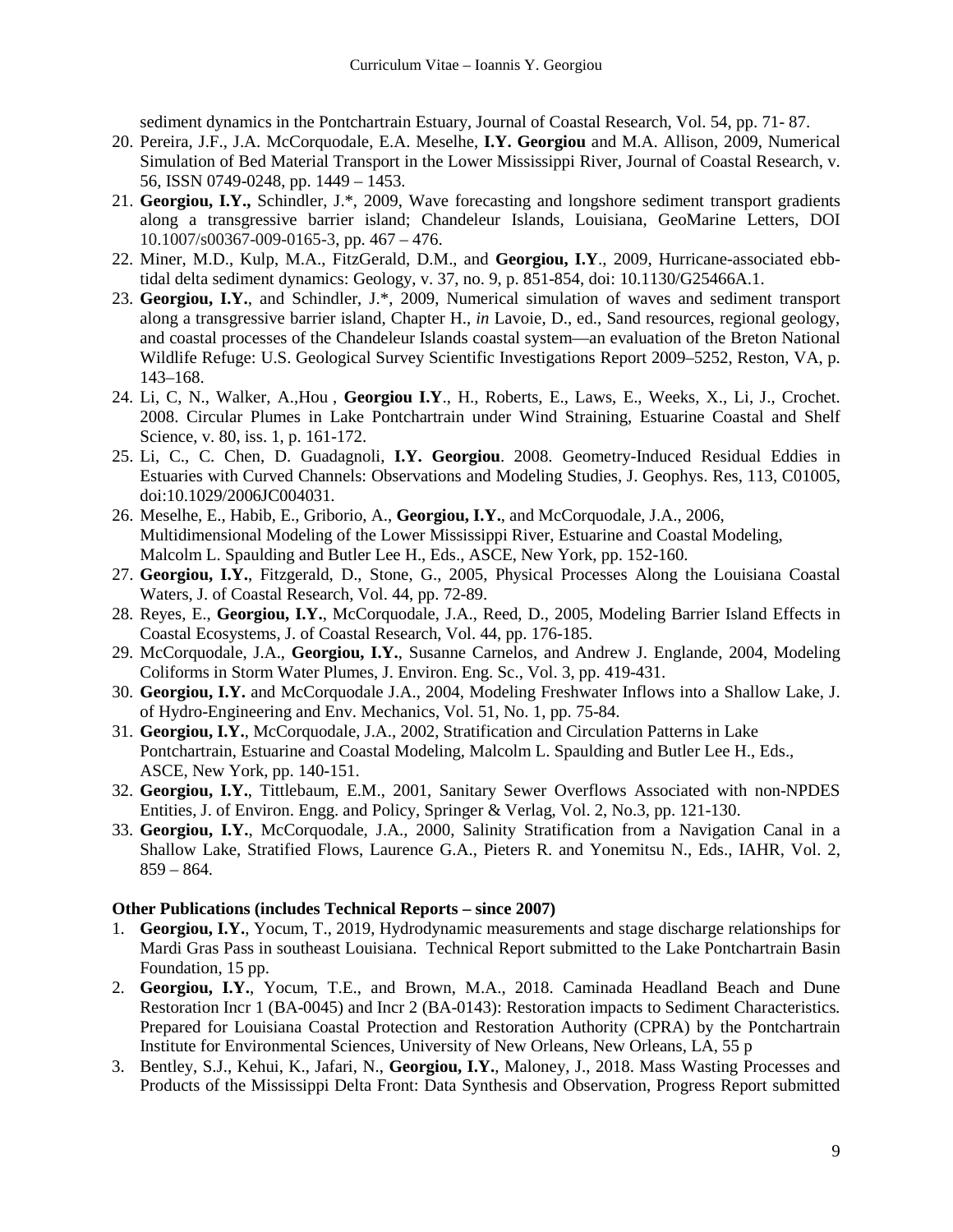sediment dynamics in the Pontchartrain Estuary, Journal of Coastal Research, Vol. 54, pp. 71- 87.

20. Pereira, J.F., J.A. McCorquodale, E.A. Meselhe, **I.Y. Georgiou** and M.A. Allison, 2009, Numerical Simulation of Bed Material Transport in the Lower Mississippi River, Journal of Coastal Research, v. 56, ISSN 0749-0248, pp. 1449 – 1453.
21. **Georgiou, I.Y.,** Schindler, J.*, 2009, Wave forecasting and longshore sediment transport gradients along a transgressive barrier island; Chandeleur Islands, Louisiana, GeoMarine Letters, DOI 10.1007/s00367-009-0165-3, pp. 467 – 476.
22. Miner, M.D., Kulp, M.A., FitzGerald, D.M., and **Georgiou, I.Y**., 2009, Hurricane-associated ebb-tidal delta sediment dynamics: Geology, v. 37, no. 9, p. 851-854, doi: 10.1130/G25466A.1.
23. **Georgiou, I.Y.**, and Schindler, J.*, 2009, Numerical simulation of waves and sediment transport along a transgressive barrier island, Chapter H., *in* Lavoie, D., ed., Sand resources, regional geology, and coastal processes of the Chandeleur Islands coastal system—an evaluation of the Breton National Wildlife Refuge: U.S. Geological Survey Scientific Investigations Report 2009–5252, Reston, VA, p. 143–168.
24. Li, C, N., Walker, A.,Hou , **Georgiou I.Y**., H., Roberts, E., Laws, E., Weeks, X., Li, J., Crochet. 2008. Circular Plumes in Lake Pontchartrain under Wind Straining, Estuarine Coastal and Shelf Science, v. 80, iss. 1, p. 161-172.
25. Li, C., C. Chen, D. Guadagnoli, **I.Y. Georgiou**. 2008. Geometry-Induced Residual Eddies in Estuaries with Curved Channels: Observations and Modeling Studies, J. Geophys. Res, 113, C01005, doi:10.1029/2006JC004031.
26. Meselhe, E., Habib, E., Griborio, A., **Georgiou, I.Y.**, and McCorquodale, J.A., 2006, Multidimensional Modeling of the Lower Mississippi River, Estuarine and Coastal Modeling, Malcolm L. Spaulding and Butler Lee H., Eds., ASCE, New York, pp. 152-160.
27. **Georgiou, I.Y.**, Fitzgerald, D., Stone, G., 2005, Physical Processes Along the Louisiana Coastal Waters, J. of Coastal Research, Vol. 44, pp. 72-89.
28. Reyes, E., **Georgiou, I.Y.**, McCorquodale, J.A., Reed, D., 2005, Modeling Barrier Island Effects in Coastal Ecosystems, J. of Coastal Research, Vol. 44, pp. 176-185.
29. McCorquodale, J.A., **Georgiou, I.Y.**, Susanne Carnelos, and Andrew J. Englande, 2004, Modeling Coliforms in Storm Water Plumes, J. Environ. Eng. Sc., Vol. 3, pp. 419-431.
30. **Georgiou, I.Y.** and McCorquodale J.A., 2004, Modeling Freshwater Inflows into a Shallow Lake, J. of Hydro-Engineering and Env. Mechanics, Vol. 51, No. 1, pp. 75-84.
31. **Georgiou, I.Y.**, McCorquodale, J.A., 2002, Stratification and Circulation Patterns in Lake Pontchartrain, Estuarine and Coastal Modeling, Malcolm L. Spaulding and Butler Lee H., Eds., ASCE, New York, pp. 140-151.
32. **Georgiou, I.Y.**, Tittlebaum, E.M., 2001, Sanitary Sewer Overflows Associated with non-NPDES Entities, J. of Environ. Engg. and Policy, Springer & Verlag, Vol. 2, No.3, pp. 121-130.
33. **Georgiou, I.Y.**, McCorquodale, J.A., 2000, Salinity Stratification from a Navigation Canal in a Shallow Lake, Stratified Flows, Laurence G.A., Pieters R. and Yonemitsu N., Eds., IAHR, Vol. 2, 859 – 864.

**Other Publications (includes Technical Reports – since 2007)**

1. **Georgiou, I.Y.**, Yocum, T., 2019, Hydrodynamic measurements and stage discharge relationships for Mardi Gras Pass in southeast Louisiana. Technical Report submitted to the Lake Pontchartrain Basin Foundation, 15 pp.
2. **Georgiou, I.Y.**, Yocum, T.E., and Brown, M.A., 2018. Caminada Headland Beach and Dune Restoration Incr 1 (BA-0045) and Incr 2 (BA-0143): Restoration impacts to Sediment Characteristics. Prepared for Louisiana Coastal Protection and Restoration Authority (CPRA) by the Pontchartrain Institute for Environmental Sciences, University of New Orleans, New Orleans, LA, 55 p
3. Bentley, S.J., Kehui, K., Jafari, N., **Georgiou, I.Y.**, Maloney, J., 2018. Mass Wasting Processes and Products of the Mississippi Delta Front: Data Synthesis and Observation, Progress Report submitted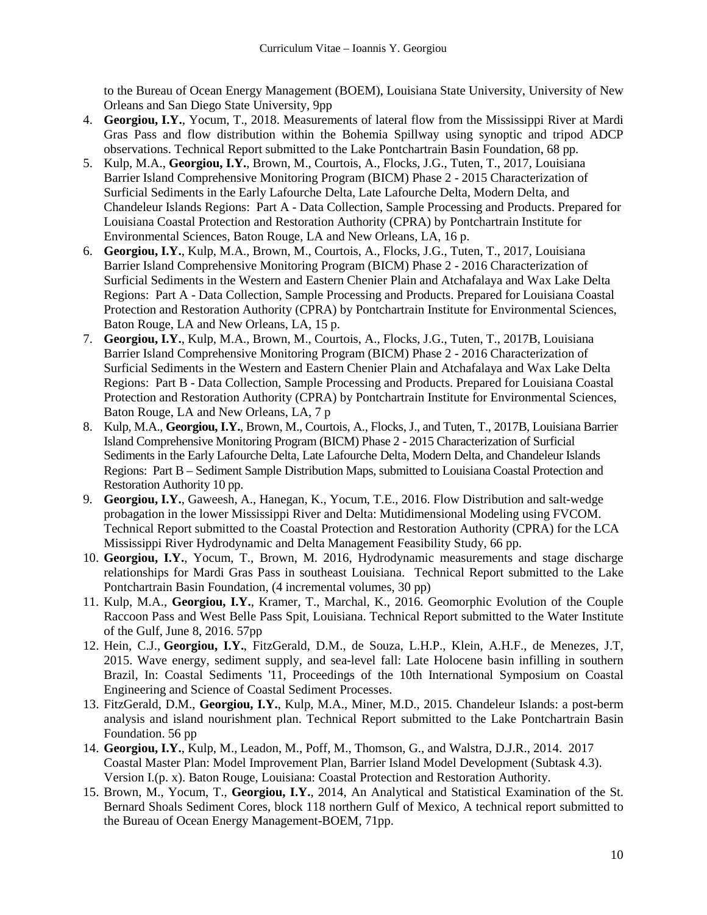to the Bureau of Ocean Energy Management (BOEM), Louisiana State University, University of New Orleans and San Diego State University, 9pp

4. **Georgiou, I.Y.**, Yocum, T., 2018. Measurements of lateral flow from the Mississippi River at Mardi Gras Pass and flow distribution within the Bohemia Spillway using synoptic and tripod ADCP observations. Technical Report submitted to the Lake Pontchartrain Basin Foundation, 68 pp.
5. Kulp, M.A., **Georgiou, I.Y.**, Brown, M., Courtois, A., Flocks, J.G., Tuten, T., 2017, Louisiana Barrier Island Comprehensive Monitoring Program (BICM) Phase 2 - 2015 Characterization of Surficial Sediments in the Early Lafourche Delta, Late Lafourche Delta, Modern Delta, and Chandeleur Islands Regions: Part A - Data Collection, Sample Processing and Products. Prepared for Louisiana Coastal Protection and Restoration Authority (CPRA) by Pontchartrain Institute for Environmental Sciences, Baton Rouge, LA and New Orleans, LA, 16 p.
6. **Georgiou, I.Y.**, Kulp, M.A., Brown, M., Courtois, A., Flocks, J.G., Tuten, T., 2017, Louisiana Barrier Island Comprehensive Monitoring Program (BICM) Phase 2 - 2016 Characterization of Surficial Sediments in the Western and Eastern Chenier Plain and Atchafalaya and Wax Lake Delta Regions: Part A - Data Collection, Sample Processing and Products. Prepared for Louisiana Coastal Protection and Restoration Authority (CPRA) by Pontchartrain Institute for Environmental Sciences, Baton Rouge, LA and New Orleans, LA, 15 p.
7. **Georgiou, I.Y.**, Kulp, M.A., Brown, M., Courtois, A., Flocks, J.G., Tuten, T., 2017B, Louisiana Barrier Island Comprehensive Monitoring Program (BICM) Phase 2 - 2016 Characterization of Surficial Sediments in the Western and Eastern Chenier Plain and Atchafalaya and Wax Lake Delta Regions: Part B - Data Collection, Sample Processing and Products. Prepared for Louisiana Coastal Protection and Restoration Authority (CPRA) by Pontchartrain Institute for Environmental Sciences, Baton Rouge, LA and New Orleans, LA, 7 p
8. Kulp, M.A., **Georgiou, I.Y.**, Brown, M., Courtois, A., Flocks, J., and Tuten, T., 2017B, Louisiana Barrier Island Comprehensive Monitoring Program (BICM) Phase 2 - 2015 Characterization of Surficial Sediments in the Early Lafourche Delta, Late Lafourche Delta, Modern Delta, and Chandeleur Islands Regions: Part B – Sediment Sample Distribution Maps, submitted to Louisiana Coastal Protection and Restoration Authority 10 pp.
9. **Georgiou, I.Y.**, Gaweesh, A., Hanegan, K., Yocum, T.E., 2016. Flow Distribution and salt-wedge probagation in the lower Mississippi River and Delta: Mutidimensional Modeling using FVCOM. Technical Report submitted to the Coastal Protection and Restoration Authority (CPRA) for the LCA Mississippi River Hydrodynamic and Delta Management Feasibility Study, 66 pp.
10. **Georgiou, I.Y.**, Yocum, T., Brown, M. 2016, Hydrodynamic measurements and stage discharge relationships for Mardi Gras Pass in southeast Louisiana. Technical Report submitted to the Lake Pontchartrain Basin Foundation, (4 incremental volumes, 30 pp)
11. Kulp, M.A., **Georgiou, I.Y.**, Kramer, T., Marchal, K., 2016. Geomorphic Evolution of the Couple Raccoon Pass and West Belle Pass Spit, Louisiana. Technical Report submitted to the Water Institute of the Gulf, June 8, 2016. 57pp
12. Hein, C.J., **Georgiou, I.Y.**, FitzGerald, D.M., de Souza, L.H.P., Klein, A.H.F., de Menezes, J.T, 2015. Wave energy, sediment supply, and sea-level fall: Late Holocene basin infilling in southern Brazil, In: Coastal Sediments '11, Proceedings of the 10th International Symposium on Coastal Engineering and Science of Coastal Sediment Processes.
13. FitzGerald, D.M., **Georgiou, I.Y.**, Kulp, M.A., Miner, M.D., 2015. Chandeleur Islands: a post-berm analysis and island nourishment plan. Technical Report submitted to the Lake Pontchartrain Basin Foundation. 56 pp
14. **Georgiou, I.Y.**, Kulp, M., Leadon, M., Poff, M., Thomson, G., and Walstra, D.J.R., 2014. 2017 Coastal Master Plan: Model Improvement Plan, Barrier Island Model Development (Subtask 4.3). Version I.(p. x). Baton Rouge, Louisiana: Coastal Protection and Restoration Authority.
15. Brown, M., Yocum, T., **Georgiou, I.Y.**, 2014, An Analytical and Statistical Examination of the St. Bernard Shoals Sediment Cores, block 118 northern Gulf of Mexico, A technical report submitted to the Bureau of Ocean Energy Management-BOEM, 71pp.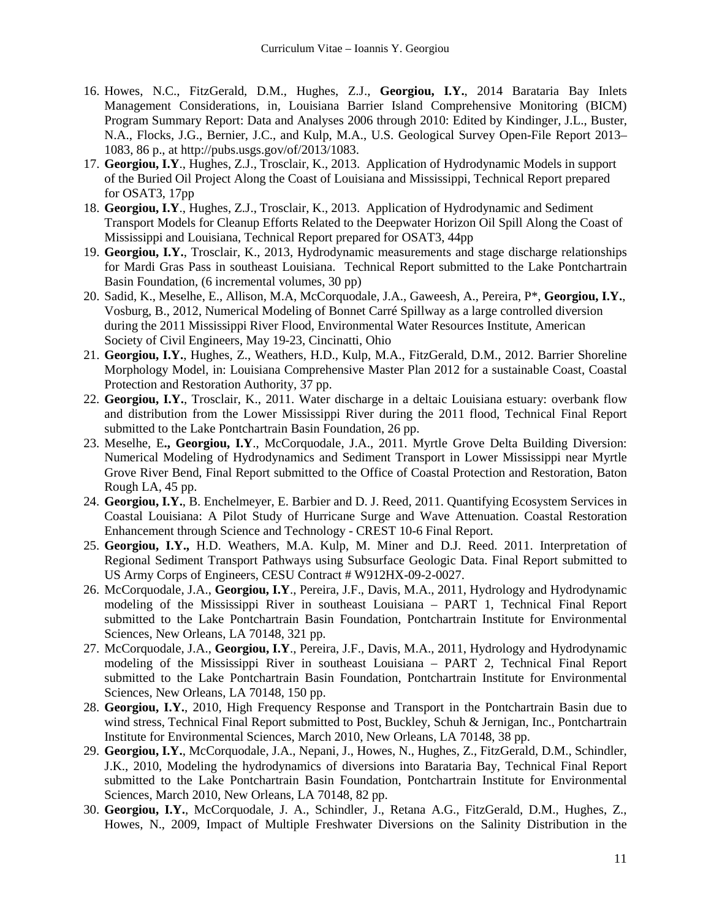16. Howes, N.C., FitzGerald, D.M., Hughes, Z.J., **Georgiou, I.Y.**, 2014 Barataria Bay Inlets Management Considerations, in, Louisiana Barrier Island Comprehensive Monitoring (BICM) Program Summary Report: Data and Analyses 2006 through 2010: Edited by Kindinger, J.L., Buster, N.A., Flocks, J.G., Bernier, J.C., and Kulp, M.A., U.S. Geological Survey Open-File Report 2013–1083, 86 p., at http://pubs.usgs.gov/of/2013/1083.
17. **Georgiou, I.Y**., Hughes, Z.J., Trosclair, K., 2013. Application of Hydrodynamic Models in support of the Buried Oil Project Along the Coast of Louisiana and Mississippi, Technical Report prepared for OSAT3, 17pp
18. **Georgiou, I.Y**., Hughes, Z.J., Trosclair, K., 2013. Application of Hydrodynamic and Sediment Transport Models for Cleanup Efforts Related to the Deepwater Horizon Oil Spill Along the Coast of Mississippi and Louisiana, Technical Report prepared for OSAT3, 44pp
19. **Georgiou, I.Y.**, Trosclair, K., 2013, Hydrodynamic measurements and stage discharge relationships for Mardi Gras Pass in southeast Louisiana. Technical Report submitted to the Lake Pontchartrain Basin Foundation, (6 incremental volumes, 30 pp)
20. Sadid, K., Meselhe, E., Allison, M.A, McCorquodale, J.A., Gaweesh, A., Pereira, P*, **Georgiou, I.Y.**, Vosburg, B., 2012, Numerical Modeling of Bonnet Carré Spillway as a large controlled diversion during the 2011 Mississippi River Flood, Environmental Water Resources Institute, American Society of Civil Engineers, May 19-23, Cincinatti, Ohio
21. **Georgiou, I.Y.**, Hughes, Z., Weathers, H.D., Kulp, M.A., FitzGerald, D.M., 2012. Barrier Shoreline Morphology Model, in: Louisiana Comprehensive Master Plan 2012 for a sustainable Coast, Coastal Protection and Restoration Authority, 37 pp.
22. **Georgiou, I.Y.**, Trosclair, K., 2011. Water discharge in a deltaic Louisiana estuary: overbank flow and distribution from the Lower Mississippi River during the 2011 flood, Technical Final Report submitted to the Lake Pontchartrain Basin Foundation, 26 pp.
23. Meselhe, E**., Georgiou, I.Y**., McCorquodale, J.A., 2011. Myrtle Grove Delta Building Diversion: Numerical Modeling of Hydrodynamics and Sediment Transport in Lower Mississippi near Myrtle Grove River Bend, Final Report submitted to the Office of Coastal Protection and Restoration, Baton Rough LA, 45 pp.
24. **Georgiou, I.Y.**, B. Enchelmeyer, E. Barbier and D. J. Reed, 2011. Quantifying Ecosystem Services in Coastal Louisiana: A Pilot Study of Hurricane Surge and Wave Attenuation. Coastal Restoration Enhancement through Science and Technology - CREST 10-6 Final Report.
25. **Georgiou, I.Y.,** H.D. Weathers, M.A. Kulp, M. Miner and D.J. Reed. 2011. Interpretation of Regional Sediment Transport Pathways using Subsurface Geologic Data. Final Report submitted to US Army Corps of Engineers, CESU Contract # W912HX-09-2-0027.
26. McCorquodale, J.A., **Georgiou, I.Y**., Pereira, J.F., Davis, M.A., 2011, Hydrology and Hydrodynamic modeling of the Mississippi River in southeast Louisiana – PART 1, Technical Final Report submitted to the Lake Pontchartrain Basin Foundation, Pontchartrain Institute for Environmental Sciences, New Orleans, LA 70148, 321 pp.
27. McCorquodale, J.A., **Georgiou, I.Y**., Pereira, J.F., Davis, M.A., 2011, Hydrology and Hydrodynamic modeling of the Mississippi River in southeast Louisiana – PART 2, Technical Final Report submitted to the Lake Pontchartrain Basin Foundation, Pontchartrain Institute for Environmental Sciences, New Orleans, LA 70148, 150 pp.
28. **Georgiou, I.Y.**, 2010, High Frequency Response and Transport in the Pontchartrain Basin due to wind stress, Technical Final Report submitted to Post, Buckley, Schuh & Jernigan, Inc., Pontchartrain Institute for Environmental Sciences, March 2010, New Orleans, LA 70148, 38 pp.
29. **Georgiou, I.Y.**, McCorquodale, J.A., Nepani, J., Howes, N., Hughes, Z., FitzGerald, D.M., Schindler, J.K., 2010, Modeling the hydrodynamics of diversions into Barataria Bay, Technical Final Report submitted to the Lake Pontchartrain Basin Foundation, Pontchartrain Institute for Environmental Sciences, March 2010, New Orleans, LA 70148, 82 pp.
30. **Georgiou, I.Y.**, McCorquodale, J. A., Schindler, J., Retana A.G., FitzGerald, D.M., Hughes, Z., Howes, N., 2009, Impact of Multiple Freshwater Diversions on the Salinity Distribution in the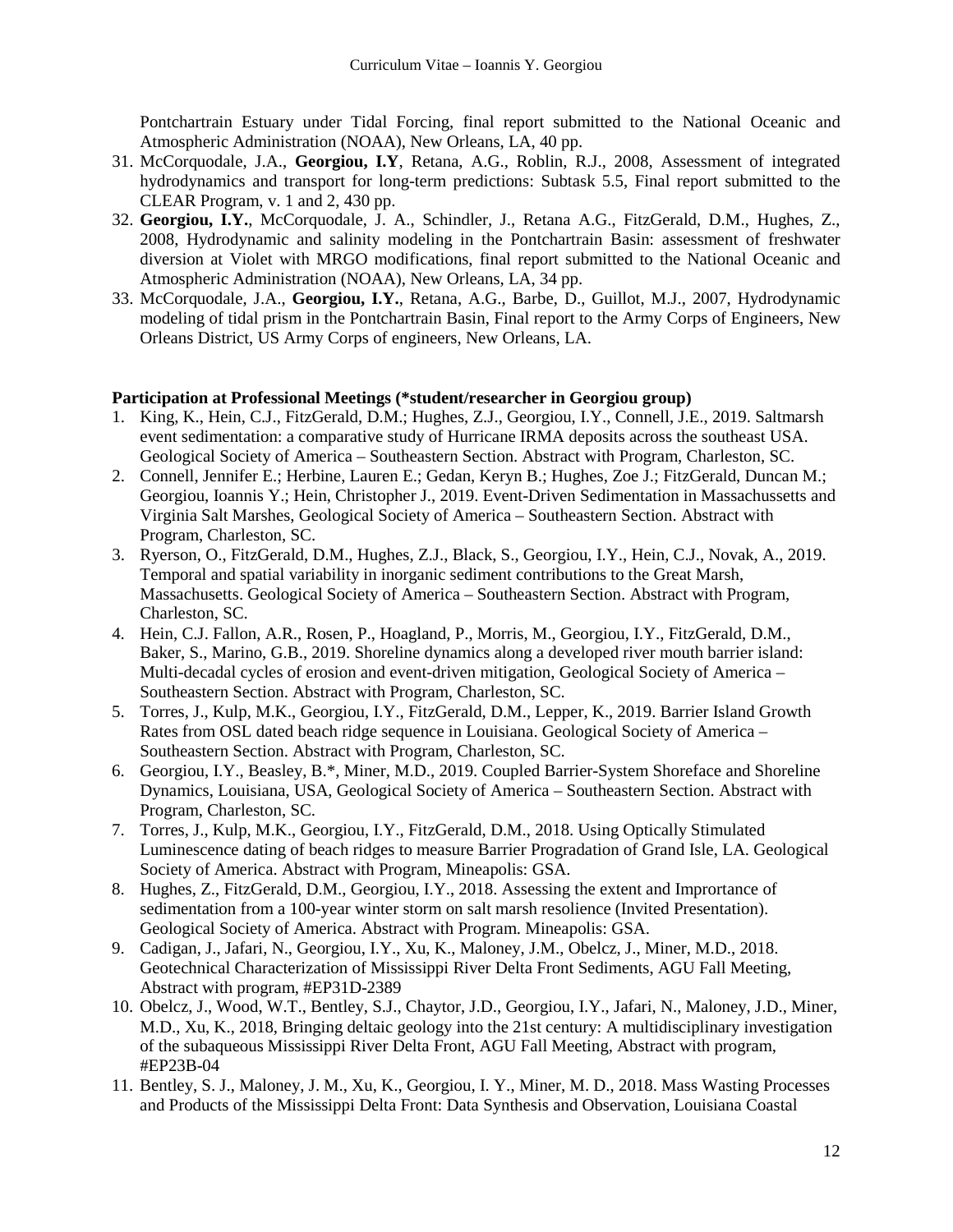Pontchartrain Estuary under Tidal Forcing, final report submitted to the National Oceanic and Atmospheric Administration (NOAA), New Orleans, LA, 40 pp.

31. McCorquodale, J.A., **Georgiou, I.Y**, Retana, A.G., Roblin, R.J., 2008, Assessment of integrated hydrodynamics and transport for long-term predictions: Subtask 5.5, Final report submitted to the CLEAR Program, v. 1 and 2, 430 pp.
32. **Georgiou, I.Y.**, McCorquodale, J. A., Schindler, J., Retana A.G., FitzGerald, D.M., Hughes, Z., 2008, Hydrodynamic and salinity modeling in the Pontchartrain Basin: assessment of freshwater diversion at Violet with MRGO modifications, final report submitted to the National Oceanic and Atmospheric Administration (NOAA), New Orleans, LA, 34 pp.
33. McCorquodale, J.A., **Georgiou, I.Y.**, Retana, A.G., Barbe, D., Guillot, M.J., 2007, Hydrodynamic modeling of tidal prism in the Pontchartrain Basin, Final report to the Army Corps of Engineers, New Orleans District, US Army Corps of engineers, New Orleans, LA.

**Participation at Professional Meetings (*student/researcher in Georgiou group)**

1. King, K., Hein, C.J., FitzGerald, D.M.; Hughes, Z.J., Georgiou, I.Y., Connell, J.E., 2019. Saltmarsh event sedimentation: a comparative study of Hurricane IRMA deposits across the southeast USA. Geological Society of America – Southeastern Section. Abstract with Program, Charleston, SC.
2. Connell, Jennifer E.; Herbine, Lauren E.; Gedan, Keryn B.; Hughes, Zoe J.; FitzGerald, Duncan M.; Georgiou, Ioannis Y.; Hein, Christopher J., 2019. Event-Driven Sedimentation in Massachussetts and Virginia Salt Marshes, Geological Society of America – Southeastern Section. Abstract with Program, Charleston, SC.
3. Ryerson, O., FitzGerald, D.M., Hughes, Z.J., Black, S., Georgiou, I.Y., Hein, C.J., Novak, A., 2019. Temporal and spatial variability in inorganic sediment contributions to the Great Marsh, Massachusetts. Geological Society of America – Southeastern Section. Abstract with Program, Charleston, SC.
4. Hein, C.J. Fallon, A.R., Rosen, P., Hoagland, P., Morris, M., Georgiou, I.Y., FitzGerald, D.M., Baker, S., Marino, G.B., 2019. Shoreline dynamics along a developed river mouth barrier island: Multi-decadal cycles of erosion and event-driven mitigation, Geological Society of America – Southeastern Section. Abstract with Program, Charleston, SC.
5. Torres, J., Kulp, M.K., Georgiou, I.Y., FitzGerald, D.M., Lepper, K., 2019. Barrier Island Growth Rates from OSL dated beach ridge sequence in Louisiana. Geological Society of America – Southeastern Section. Abstract with Program, Charleston, SC.
6. Georgiou, I.Y., Beasley, B.*, Miner, M.D., 2019. Coupled Barrier-System Shoreface and Shoreline Dynamics, Louisiana, USA, Geological Society of America – Southeastern Section. Abstract with Program, Charleston, SC.
7. Torres, J., Kulp, M.K., Georgiou, I.Y., FitzGerald, D.M., 2018. Using Optically Stimulated Luminescence dating of beach ridges to measure Barrier Progradation of Grand Isle, LA. Geological Society of America. Abstract with Program, Mineapolis: GSA.
8. Hughes, Z., FitzGerald, D.M., Georgiou, I.Y., 2018. Assessing the extent and Imprortance of sedimentation from a 100-year winter storm on salt marsh resolience (Invited Presentation). Geological Society of America. Abstract with Program. Mineapolis: GSA.
9. Cadigan, J., Jafari, N., Georgiou, I.Y., Xu, K., Maloney, J.M., Obelcz, J., Miner, M.D., 2018. Geotechnical Characterization of Mississippi River Delta Front Sediments, AGU Fall Meeting, Abstract with program, #EP31D-2389
10. Obelcz, J., Wood, W.T., Bentley, S.J., Chaytor, J.D., Georgiou, I.Y., Jafari, N., Maloney, J.D., Miner, M.D., Xu, K., 2018, Bringing deltaic geology into the 21st century: A multidisciplinary investigation of the subaqueous Mississippi River Delta Front, AGU Fall Meeting, Abstract with program, #EP23B-04
11. Bentley, S. J., Maloney, J. M., Xu, K., Georgiou, I. Y., Miner, M. D., 2018. Mass Wasting Processes and Products of the Mississippi Delta Front: Data Synthesis and Observation, Louisiana Coastal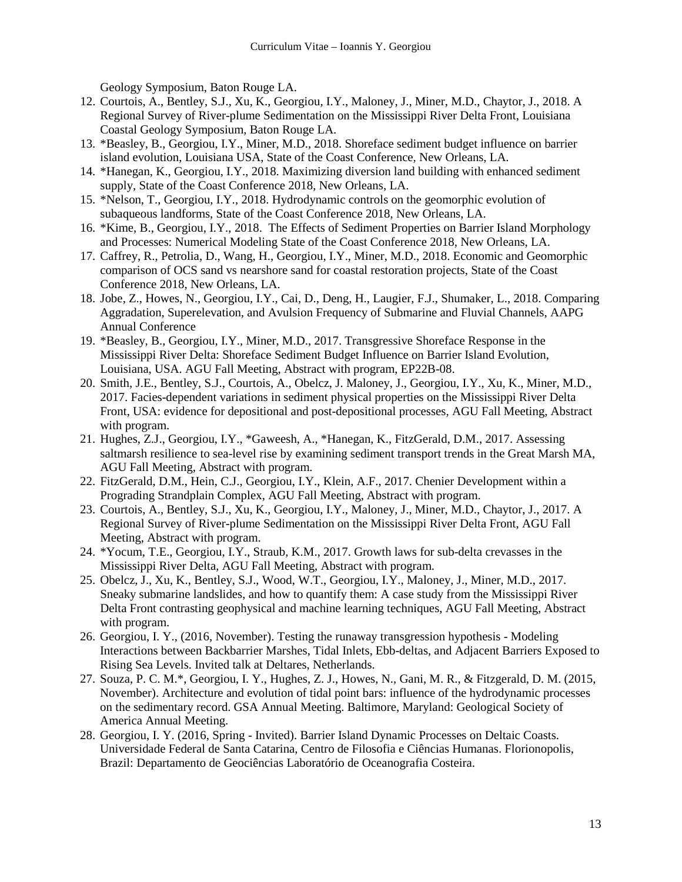Geology Symposium, Baton Rouge LA.

12. Courtois, A., Bentley, S.J., Xu, K., Georgiou, I.Y., Maloney, J., Miner, M.D., Chaytor, J., 2018. A Regional Survey of River-plume Sedimentation on the Mississippi River Delta Front, Louisiana Coastal Geology Symposium, Baton Rouge LA.
13. *Beasley, B., Georgiou, I.Y., Miner, M.D., 2018. Shoreface sediment budget influence on barrier island evolution, Louisiana USA, State of the Coast Conference, New Orleans, LA.
14. *Hanegan, K., Georgiou, I.Y., 2018. Maximizing diversion land building with enhanced sediment supply, State of the Coast Conference 2018, New Orleans, LA.
15. *Nelson, T., Georgiou, I.Y., 2018. Hydrodynamic controls on the geomorphic evolution of subaqueous landforms, State of the Coast Conference 2018, New Orleans, LA.
16. *Kime, B., Georgiou, I.Y., 2018. The Effects of Sediment Properties on Barrier Island Morphology and Processes: Numerical Modeling State of the Coast Conference 2018, New Orleans, LA.
17. Caffrey, R., Petrolia, D., Wang, H., Georgiou, I.Y., Miner, M.D., 2018. Economic and Geomorphic comparison of OCS sand vs nearshore sand for coastal restoration projects, State of the Coast Conference 2018, New Orleans, LA.
18. Jobe, Z., Howes, N., Georgiou, I.Y., Cai, D., Deng, H., Laugier, F.J., Shumaker, L., 2018. Comparing Aggradation, Superelevation, and Avulsion Frequency of Submarine and Fluvial Channels, AAPG Annual Conference
19. *Beasley, B., Georgiou, I.Y., Miner, M.D., 2017. Transgressive Shoreface Response in the Mississippi River Delta: Shoreface Sediment Budget Influence on Barrier Island Evolution, Louisiana, USA. AGU Fall Meeting, Abstract with program, EP22B-08.
20. Smith, J.E., Bentley, S.J., Courtois, A., Obelcz, J. Maloney, J., Georgiou, I.Y., Xu, K., Miner, M.D., 2017. Facies-dependent variations in sediment physical properties on the Mississippi River Delta Front, USA: evidence for depositional and post-depositional processes, AGU Fall Meeting, Abstract with program.
21. Hughes, Z.J., Georgiou, I.Y., *Gaweesh, A., *Hanegan, K., FitzGerald, D.M., 2017. Assessing saltmarsh resilience to sea-level rise by examining sediment transport trends in the Great Marsh MA, AGU Fall Meeting, Abstract with program.
22. FitzGerald, D.M., Hein, C.J., Georgiou, I.Y., Klein, A.F., 2017. Chenier Development within a Prograding Strandplain Complex, AGU Fall Meeting, Abstract with program.
23. Courtois, A., Bentley, S.J., Xu, K., Georgiou, I.Y., Maloney, J., Miner, M.D., Chaytor, J., 2017. A Regional Survey of River-plume Sedimentation on the Mississippi River Delta Front, AGU Fall Meeting, Abstract with program.
24. *Yocum, T.E., Georgiou, I.Y., Straub, K.M., 2017. Growth laws for sub-delta crevasses in the Mississippi River Delta, AGU Fall Meeting, Abstract with program.
25. Obelcz, J., Xu, K., Bentley, S.J., Wood, W.T., Georgiou, I.Y., Maloney, J., Miner, M.D., 2017. Sneaky submarine landslides, and how to quantify them: A case study from the Mississippi River Delta Front contrasting geophysical and machine learning techniques, AGU Fall Meeting, Abstract with program.
26. Georgiou, I. Y., (2016, November). Testing the runaway transgression hypothesis - Modeling Interactions between Backbarrier Marshes, Tidal Inlets, Ebb-deltas, and Adjacent Barriers Exposed to Rising Sea Levels. Invited talk at Deltares, Netherlands.
27. Souza, P. C. M.*, Georgiou, I. Y., Hughes, Z. J., Howes, N., Gani, M. R., & Fitzgerald, D. M. (2015, November). Architecture and evolution of tidal point bars: influence of the hydrodynamic processes on the sedimentary record. GSA Annual Meeting. Baltimore, Maryland: Geological Society of America Annual Meeting.
28. Georgiou, I. Y. (2016, Spring - Invited). Barrier Island Dynamic Processes on Deltaic Coasts. Universidade Federal de Santa Catarina, Centro de Filosofia e Ciências Humanas. Florionopolis, Brazil: Departamento de Geociências Laboratório de Oceanografia Costeira.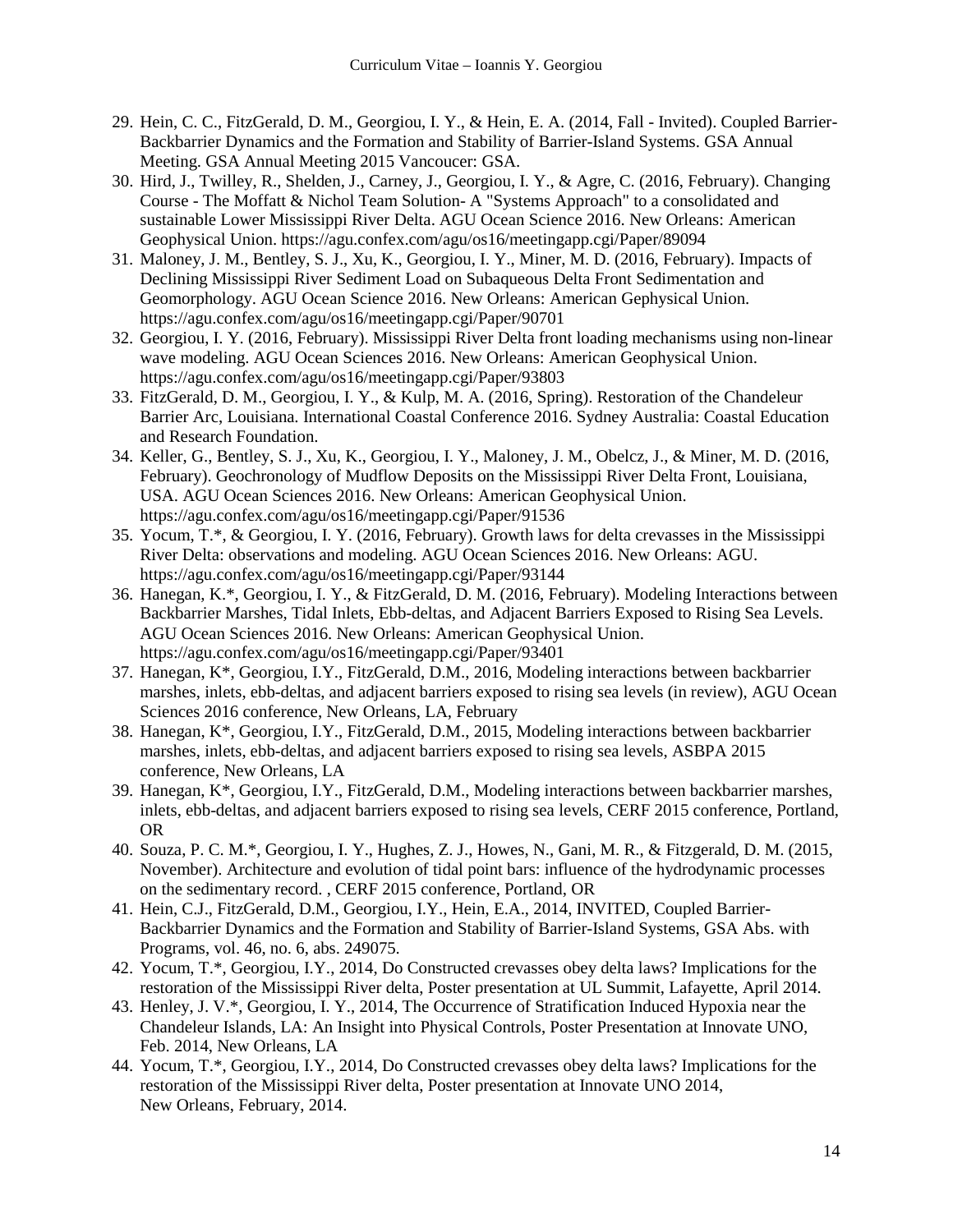29. Hein, C. C., FitzGerald, D. M., Georgiou, I. Y., & Hein, E. A. (2014, Fall - Invited). Coupled Barrier-Backbarrier Dynamics and the Formation and Stability of Barrier-Island Systems. GSA Annual Meeting. GSA Annual Meeting 2015 Vancoucer: GSA.
30. Hird, J., Twilley, R., Shelden, J., Carney, J., Georgiou, I. Y., & Agre, C. (2016, February). Changing Course - The Moffatt & Nichol Team Solution- A "Systems Approach" to a consolidated and sustainable Lower Mississippi River Delta. AGU Ocean Science 2016. New Orleans: American Geophysical Union. https://agu.confex.com/agu/os16/meetingapp.cgi/Paper/89094
31. Maloney, J. M., Bentley, S. J., Xu, K., Georgiou, I. Y., Miner, M. D. (2016, February). Impacts of Declining Mississippi River Sediment Load on Subaqueous Delta Front Sedimentation and Geomorphology. AGU Ocean Science 2016. New Orleans: American Gephysical Union. https://agu.confex.com/agu/os16/meetingapp.cgi/Paper/90701
32. Georgiou, I. Y. (2016, February). Mississippi River Delta front loading mechanisms using non-linear wave modeling. AGU Ocean Sciences 2016. New Orleans: American Geophysical Union. https://agu.confex.com/agu/os16/meetingapp.cgi/Paper/93803
33. FitzGerald, D. M., Georgiou, I. Y., & Kulp, M. A. (2016, Spring). Restoration of the Chandeleur Barrier Arc, Louisiana. International Coastal Conference 2016. Sydney Australia: Coastal Education and Research Foundation.
34. Keller, G., Bentley, S. J., Xu, K., Georgiou, I. Y., Maloney, J. M., Obelcz, J., & Miner, M. D. (2016, February). Geochronology of Mudflow Deposits on the Mississippi River Delta Front, Louisiana, USA. AGU Ocean Sciences 2016. New Orleans: American Geophysical Union. https://agu.confex.com/agu/os16/meetingapp.cgi/Paper/91536
35. Yocum, T.*, & Georgiou, I. Y. (2016, February). Growth laws for delta crevasses in the Mississippi River Delta: observations and modeling. AGU Ocean Sciences 2016. New Orleans: AGU. https://agu.confex.com/agu/os16/meetingapp.cgi/Paper/93144
36. Hanegan, K.*, Georgiou, I. Y., & FitzGerald, D. M. (2016, February). Modeling Interactions between Backbarrier Marshes, Tidal Inlets, Ebb-deltas, and Adjacent Barriers Exposed to Rising Sea Levels. AGU Ocean Sciences 2016. New Orleans: American Geophysical Union. https://agu.confex.com/agu/os16/meetingapp.cgi/Paper/93401
37. Hanegan, K*, Georgiou, I.Y., FitzGerald, D.M., 2016, Modeling interactions between backbarrier marshes, inlets, ebb-deltas, and adjacent barriers exposed to rising sea levels (in review), AGU Ocean Sciences 2016 conference, New Orleans, LA, February
38. Hanegan, K*, Georgiou, I.Y., FitzGerald, D.M., 2015, Modeling interactions between backbarrier marshes, inlets, ebb-deltas, and adjacent barriers exposed to rising sea levels, ASBPA 2015 conference, New Orleans, LA
39. Hanegan, K*, Georgiou, I.Y., FitzGerald, D.M., Modeling interactions between backbarrier marshes, inlets, ebb-deltas, and adjacent barriers exposed to rising sea levels, CERF 2015 conference, Portland, OR
40. Souza, P. C. M.*, Georgiou, I. Y., Hughes, Z. J., Howes, N., Gani, M. R., & Fitzgerald, D. M. (2015, November). Architecture and evolution of tidal point bars: influence of the hydrodynamic processes on the sedimentary record. , CERF 2015 conference, Portland, OR
41. Hein, C.J., FitzGerald, D.M., Georgiou, I.Y., Hein, E.A., 2014, INVITED, Coupled Barrier-Backbarrier Dynamics and the Formation and Stability of Barrier-Island Systems, GSA Abs. with Programs, vol. 46, no. 6, abs. 249075.
42. Yocum, T.*, Georgiou, I.Y., 2014, Do Constructed crevasses obey delta laws? Implications for the restoration of the Mississippi River delta, Poster presentation at UL Summit, Lafayette, April 2014.
43. Henley, J. V.*, Georgiou, I. Y., 2014, The Occurrence of Stratification Induced Hypoxia near the Chandeleur Islands, LA: An Insight into Physical Controls, Poster Presentation at Innovate UNO, Feb. 2014, New Orleans, LA
44. Yocum, T.*, Georgiou, I.Y., 2014, Do Constructed crevasses obey delta laws? Implications for the restoration of the Mississippi River delta, Poster presentation at Innovate UNO 2014, New Orleans, February, 2014.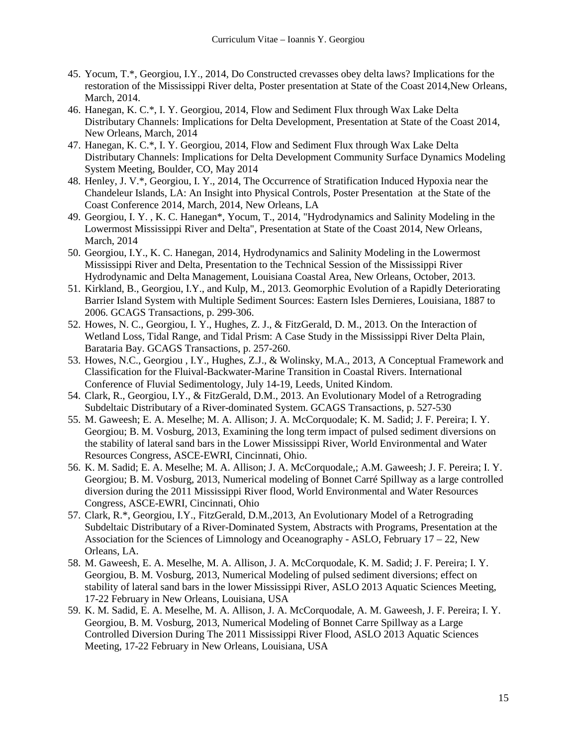45. Yocum, T.*, Georgiou, I.Y., 2014, Do Constructed crevasses obey delta laws? Implications for the restoration of the Mississippi River delta, Poster presentation at State of the Coast 2014,New Orleans, March, 2014.
46. Hanegan, K. C.*, I. Y. Georgiou, 2014, Flow and Sediment Flux through Wax Lake Delta Distributary Channels: Implications for Delta Development, Presentation at State of the Coast 2014, New Orleans, March, 2014
47. Hanegan, K. C.*, I. Y. Georgiou, 2014, Flow and Sediment Flux through Wax Lake Delta Distributary Channels: Implications for Delta Development Community Surface Dynamics Modeling System Meeting, Boulder, CO, May 2014
48. Henley, J. V.*, Georgiou, I. Y., 2014, The Occurrence of Stratification Induced Hypoxia near the Chandeleur Islands, LA: An Insight into Physical Controls, Poster Presentation at the State of the Coast Conference 2014, March, 2014, New Orleans, LA
49. Georgiou, I. Y. , K. C. Hanegan*, Yocum, T., 2014, "Hydrodynamics and Salinity Modeling in the Lowermost Mississippi River and Delta", Presentation at State of the Coast 2014, New Orleans, March, 2014
50. Georgiou, I.Y., K. C. Hanegan, 2014, Hydrodynamics and Salinity Modeling in the Lowermost Mississippi River and Delta, Presentation to the Technical Session of the Mississippi River Hydrodynamic and Delta Management, Louisiana Coastal Area, New Orleans, October, 2013.
51. Kirkland, B., Georgiou, I.Y., and Kulp, M., 2013. Geomorphic Evolution of a Rapidly Deteriorating Barrier Island System with Multiple Sediment Sources: Eastern Isles Dernieres, Louisiana, 1887 to 2006. GCAGS Transactions, p. 299-306.
52. Howes, N. C., Georgiou, I. Y., Hughes, Z. J., & FitzGerald, D. M., 2013. On the Interaction of Wetland Loss, Tidal Range, and Tidal Prism: A Case Study in the Mississippi River Delta Plain, Barataria Bay. GCAGS Transactions, p. 257-260.
53. Howes, N.C., Georgiou , I.Y., Hughes, Z.J., & Wolinsky, M.A., 2013, A Conceptual Framework and Classification for the Fluival-Backwater-Marine Transition in Coastal Rivers. International Conference of Fluvial Sedimentology, July 14-19, Leeds, United Kindom.
54. Clark, R., Georgiou, I.Y., & FitzGerald, D.M., 2013. An Evolutionary Model of a Retrograding Subdeltaic Distributary of a River-dominated System. GCAGS Transactions, p. 527-530
55. M. Gaweesh; E. A. Meselhe; M. A. Allison; J. A. McCorquodale; K. M. Sadid; J. F. Pereira; I. Y. Georgiou; B. M. Vosburg, 2013, Examining the long term impact of pulsed sediment diversions on the stability of lateral sand bars in the Lower Mississippi River, World Environmental and Water Resources Congress, ASCE-EWRI, Cincinnati, Ohio.
56. K. M. Sadid; E. A. Meselhe; M. A. Allison; J. A. McCorquodale,; A.M. Gaweesh; J. F. Pereira; I. Y. Georgiou; B. M. Vosburg, 2013, Numerical modeling of Bonnet Carré Spillway as a large controlled diversion during the 2011 Mississippi River flood, World Environmental and Water Resources Congress, ASCE-EWRI, Cincinnati, Ohio
57. Clark, R.*, Georgiou, I.Y., FitzGerald, D.M.,2013, An Evolutionary Model of a Retrograding Subdeltaic Distributary of a River-Dominated System, Abstracts with Programs, Presentation at the Association for the Sciences of Limnology and Oceanography - ASLO, February 17 – 22, New Orleans, LA.
58. M. Gaweesh, E. A. Meselhe, M. A. Allison, J. A. McCorquodale, K. M. Sadid; J. F. Pereira; I. Y. Georgiou, B. M. Vosburg, 2013, Numerical Modeling of pulsed sediment diversions; effect on stability of lateral sand bars in the lower Mississippi River, ASLO 2013 Aquatic Sciences Meeting, 17-22 February in New Orleans, Louisiana, USA
59. K. M. Sadid, E. A. Meselhe, M. A. Allison, J. A. McCorquodale, A. M. Gaweesh, J. F. Pereira; I. Y. Georgiou, B. M. Vosburg, 2013, Numerical Modeling of Bonnet Carre Spillway as a Large Controlled Diversion During The 2011 Mississippi River Flood, ASLO 2013 Aquatic Sciences Meeting, 17-22 February in New Orleans, Louisiana, USA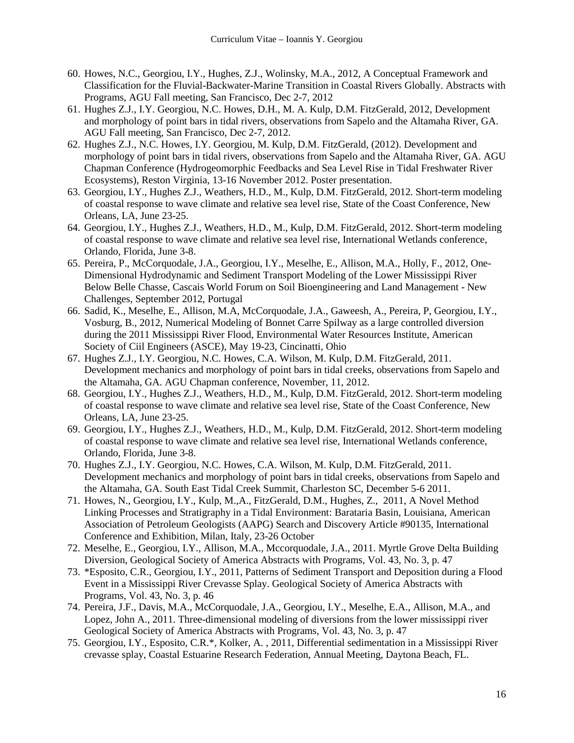60. Howes, N.C., Georgiou, I.Y., Hughes, Z.J., Wolinsky, M.A., 2012, A Conceptual Framework and Classification for the Fluvial-Backwater-Marine Transition in Coastal Rivers Globally. Abstracts with Programs, AGU Fall meeting, San Francisco, Dec 2-7, 2012
61. Hughes Z.J., I.Y. Georgiou, N.C. Howes, D.H., M. A. Kulp, D.M. FitzGerald, 2012, Development and morphology of point bars in tidal rivers, observations from Sapelo and the Altamaha River, GA. AGU Fall meeting, San Francisco, Dec 2-7, 2012.
62. Hughes Z.J., N.C. Howes, I.Y. Georgiou, M. Kulp, D.M. FitzGerald, (2012). Development and morphology of point bars in tidal rivers, observations from Sapelo and the Altamaha River, GA. AGU Chapman Conference (Hydrogeomorphic Feedbacks and Sea Level Rise in Tidal Freshwater River Ecosystems), Reston Virginia, 13-16 November 2012. Poster presentation.
63. Georgiou, I.Y., Hughes Z.J., Weathers, H.D., M., Kulp, D.M. FitzGerald, 2012. Short-term modeling of coastal response to wave climate and relative sea level rise, State of the Coast Conference, New Orleans, LA, June 23-25.
64. Georgiou, I.Y., Hughes Z.J., Weathers, H.D., M., Kulp, D.M. FitzGerald, 2012. Short-term modeling of coastal response to wave climate and relative sea level rise, International Wetlands conference, Orlando, Florida, June 3-8.
65. Pereira, P., McCorquodale, J.A., Georgiou, I.Y., Meselhe, E., Allison, M.A., Holly, F., 2012, One-Dimensional Hydrodynamic and Sediment Transport Modeling of the Lower Mississippi River Below Belle Chasse, Cascais World Forum on Soil Bioengineering and Land Management - New Challenges, September 2012, Portugal
66. Sadid, K., Meselhe, E., Allison, M.A, McCorquodale, J.A., Gaweesh, A., Pereira, P, Georgiou, I.Y., Vosburg, B., 2012, Numerical Modeling of Bonnet Carre Spilway as a large controlled diversion during the 2011 Mississippi River Flood, Environmental Water Resources Institute, American Society of Ciil Engineers (ASCE), May 19-23, Cincinatti, Ohio
67. Hughes Z.J., I.Y. Georgiou, N.C. Howes, C.A. Wilson, M. Kulp, D.M. FitzGerald, 2011. Development mechanics and morphology of point bars in tidal creeks, observations from Sapelo and the Altamaha, GA. AGU Chapman conference, November, 11, 2012.
68. Georgiou, I.Y., Hughes Z.J., Weathers, H.D., M., Kulp, D.M. FitzGerald, 2012. Short-term modeling of coastal response to wave climate and relative sea level rise, State of the Coast Conference, New Orleans, LA, June 23-25.
69. Georgiou, I.Y., Hughes Z.J., Weathers, H.D., M., Kulp, D.M. FitzGerald, 2012. Short-term modeling of coastal response to wave climate and relative sea level rise, International Wetlands conference, Orlando, Florida, June 3-8.
70. Hughes Z.J., I.Y. Georgiou, N.C. Howes, C.A. Wilson, M. Kulp, D.M. FitzGerald, 2011. Development mechanics and morphology of point bars in tidal creeks, observations from Sapelo and the Altamaha, GA. South East Tidal Creek Summit, Charleston SC, December 5-6 2011.
71. Howes, N., Georgiou, I.Y., Kulp, M.,A., FitzGerald, D.M., Hughes, Z., 2011, A Novel Method Linking Processes and Stratigraphy in a Tidal Environment: Barataria Basin, Louisiana, American Association of Petroleum Geologists (AAPG) Search and Discovery Article #90135, International Conference and Exhibition, Milan, Italy, 23-26 October
72. Meselhe, E., Georgiou, I.Y., Allison, M.A., Mccorquodale, J.A., 2011. Myrtle Grove Delta Building Diversion, Geological Society of America Abstracts with Programs, Vol. 43, No. 3, p. 47
73. *Esposito, C.R., Georgiou, I.Y., 2011, Patterns of Sediment Transport and Deposition during a Flood Event in a Mississippi River Crevasse Splay. Geological Society of America Abstracts with Programs, Vol. 43, No. 3, p. 46
74. Pereira, J.F., Davis, M.A., McCorquodale, J.A., Georgiou, I.Y., Meselhe, E.A., Allison, M.A., and Lopez, John A., 2011. Three-dimensional modeling of diversions from the lower mississippi river Geological Society of America Abstracts with Programs, Vol. 43, No. 3, p. 47
75. Georgiou, I.Y., Esposito, C.R.*, Kolker, A. , 2011, Differential sedimentation in a Mississippi River crevasse splay, Coastal Estuarine Research Federation, Annual Meeting, Daytona Beach, FL.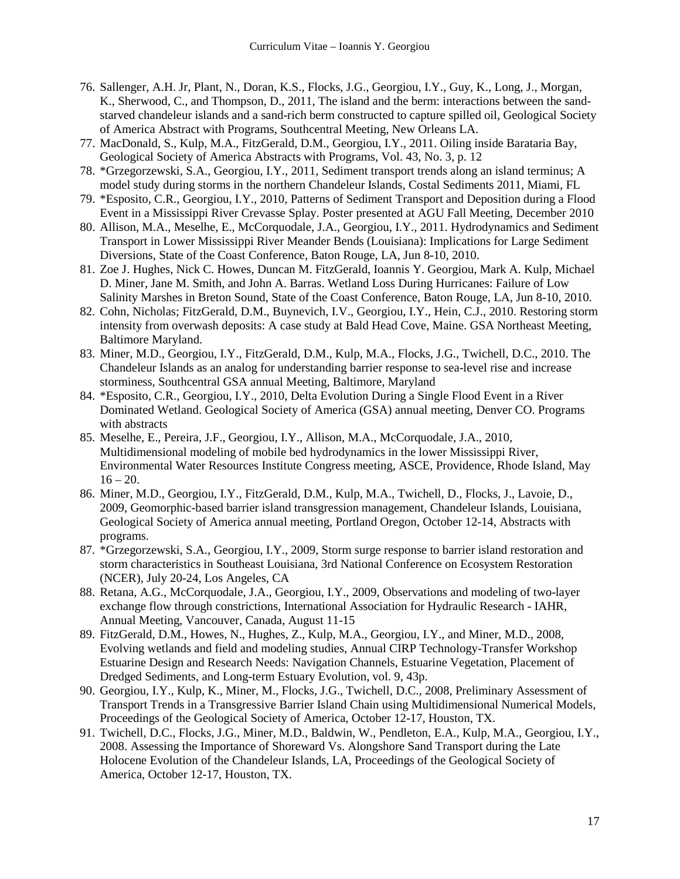76. Sallenger, A.H. Jr, Plant, N., Doran, K.S., Flocks, J.G., Georgiou, I.Y., Guy, K., Long, J., Morgan, K., Sherwood, C., and Thompson, D., 2011, The island and the berm: interactions between the sand-starved chandeleur islands and a sand-rich berm constructed to capture spilled oil, Geological Society of America Abstract with Programs, Southcentral Meeting, New Orleans LA.
77. MacDonald, S., Kulp, M.A., FitzGerald, D.M., Georgiou, I.Y., 2011. Oiling inside Barataria Bay, Geological Society of America Abstracts with Programs, Vol. 43, No. 3, p. 12
78. *Grzegorzewski, S.A., Georgiou, I.Y., 2011, Sediment transport trends along an island terminus; A model study during storms in the northern Chandeleur Islands, Costal Sediments 2011, Miami, FL
79. *Esposito, C.R., Georgiou, I.Y., 2010, Patterns of Sediment Transport and Deposition during a Flood Event in a Mississippi River Crevasse Splay. Poster presented at AGU Fall Meeting, December 2010
80. Allison, M.A., Meselhe, E., McCorquodale, J.A., Georgiou, I.Y., 2011. Hydrodynamics and Sediment Transport in Lower Mississippi River Meander Bends (Louisiana): Implications for Large Sediment Diversions, State of the Coast Conference, Baton Rouge, LA, Jun 8-10, 2010.
81. Zoe J. Hughes, Nick C. Howes, Duncan M. FitzGerald, Ioannis Y. Georgiou, Mark A. Kulp, Michael D. Miner, Jane M. Smith, and John A. Barras. Wetland Loss During Hurricanes: Failure of Low Salinity Marshes in Breton Sound, State of the Coast Conference, Baton Rouge, LA, Jun 8-10, 2010.
82. Cohn, Nicholas; FitzGerald, D.M., Buynevich, I.V., Georgiou, I.Y., Hein, C.J., 2010. Restoring storm intensity from overwash deposits: A case study at Bald Head Cove, Maine. GSA Northeast Meeting, Baltimore Maryland.
83. Miner, M.D., Georgiou, I.Y., FitzGerald, D.M., Kulp, M.A., Flocks, J.G., Twichell, D.C., 2010. The Chandeleur Islands as an analog for understanding barrier response to sea-level rise and increase storminess, Southcentral GSA annual Meeting, Baltimore, Maryland
84. *Esposito, C.R., Georgiou, I.Y., 2010, Delta Evolution During a Single Flood Event in a River Dominated Wetland. Geological Society of America (GSA) annual meeting, Denver CO. Programs with abstracts
85. Meselhe, E., Pereira, J.F., Georgiou, I.Y., Allison, M.A., McCorquodale, J.A., 2010, Multidimensional modeling of mobile bed hydrodynamics in the lower Mississippi River, Environmental Water Resources Institute Congress meeting, ASCE, Providence, Rhode Island, May 16 – 20.
86. Miner, M.D., Georgiou, I.Y., FitzGerald, D.M., Kulp, M.A., Twichell, D., Flocks, J., Lavoie, D., 2009, Geomorphic-based barrier island transgression management, Chandeleur Islands, Louisiana, Geological Society of America annual meeting, Portland Oregon, October 12-14, Abstracts with programs.
87. *Grzegorzewski, S.A., Georgiou, I.Y., 2009, Storm surge response to barrier island restoration and storm characteristics in Southeast Louisiana, 3rd National Conference on Ecosystem Restoration (NCER), July 20-24, Los Angeles, CA
88. Retana, A.G., McCorquodale, J.A., Georgiou, I.Y., 2009, Observations and modeling of two-layer exchange flow through constrictions, International Association for Hydraulic Research - IAHR, Annual Meeting, Vancouver, Canada, August 11-15
89. FitzGerald, D.M., Howes, N., Hughes, Z., Kulp, M.A., Georgiou, I.Y., and Miner, M.D., 2008, Evolving wetlands and field and modeling studies, Annual CIRP Technology-Transfer Workshop Estuarine Design and Research Needs: Navigation Channels, Estuarine Vegetation, Placement of Dredged Sediments, and Long-term Estuary Evolution, vol. 9, 43p.
90. Georgiou, I.Y., Kulp, K., Miner, M., Flocks, J.G., Twichell, D.C., 2008, Preliminary Assessment of Transport Trends in a Transgressive Barrier Island Chain using Multidimensional Numerical Models, Proceedings of the Geological Society of America, October 12-17, Houston, TX.
91. Twichell, D.C., Flocks, J.G., Miner, M.D., Baldwin, W., Pendleton, E.A., Kulp, M.A., Georgiou, I.Y., 2008. Assessing the Importance of Shoreward Vs. Alongshore Sand Transport during the Late Holocene Evolution of the Chandeleur Islands, LA, Proceedings of the Geological Society of America, October 12-17, Houston, TX.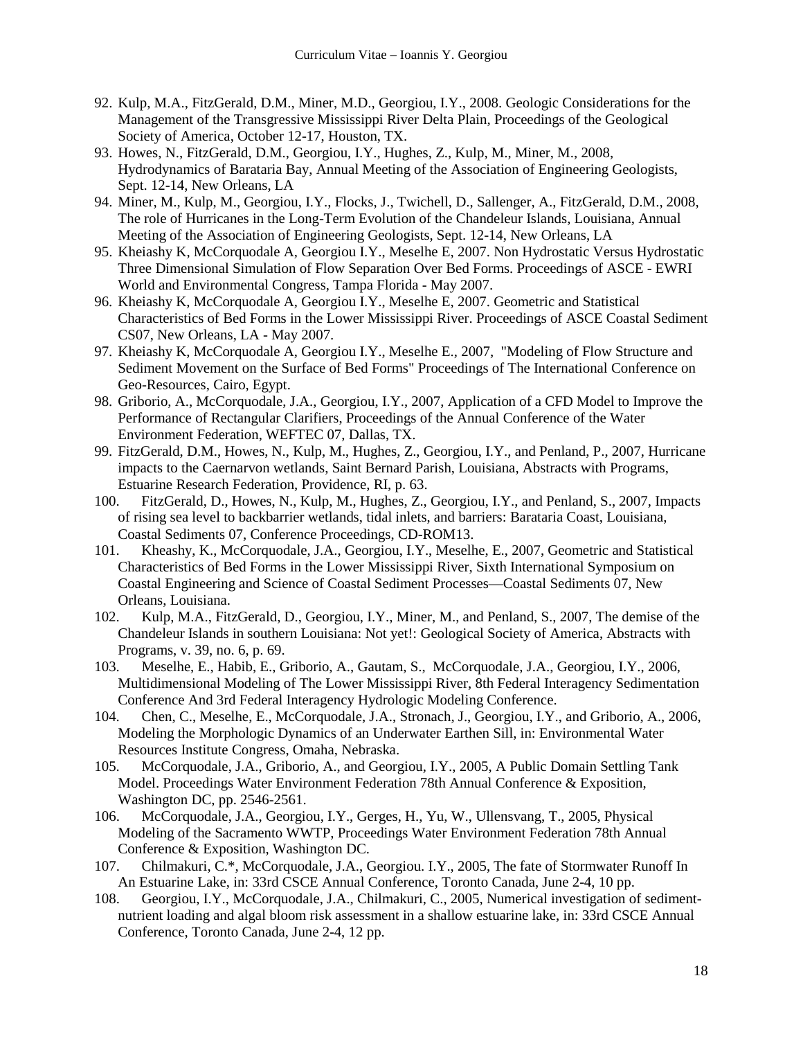92. Kulp, M.A., FitzGerald, D.M., Miner, M.D., Georgiou, I.Y., 2008. Geologic Considerations for the Management of the Transgressive Mississippi River Delta Plain, Proceedings of the Geological Society of America, October 12-17, Houston, TX.
93. Howes, N., FitzGerald, D.M., Georgiou, I.Y., Hughes, Z., Kulp, M., Miner, M., 2008, Hydrodynamics of Barataria Bay, Annual Meeting of the Association of Engineering Geologists, Sept. 12-14, New Orleans, LA
94. Miner, M., Kulp, M., Georgiou, I.Y., Flocks, J., Twichell, D., Sallenger, A., FitzGerald, D.M., 2008, The role of Hurricanes in the Long-Term Evolution of the Chandeleur Islands, Louisiana, Annual Meeting of the Association of Engineering Geologists, Sept. 12-14, New Orleans, LA
95. Kheiashy K, McCorquodale A, Georgiou I.Y., Meselhe E, 2007. Non Hydrostatic Versus Hydrostatic Three Dimensional Simulation of Flow Separation Over Bed Forms. Proceedings of ASCE - EWRI World and Environmental Congress, Tampa Florida - May 2007.
96. Kheiashy K, McCorquodale A, Georgiou I.Y., Meselhe E, 2007. Geometric and Statistical Characteristics of Bed Forms in the Lower Mississippi River. Proceedings of ASCE Coastal Sediment CS07, New Orleans, LA - May 2007.
97. Kheiashy K, McCorquodale A, Georgiou I.Y., Meselhe E., 2007, "Modeling of Flow Structure and Sediment Movement on the Surface of Bed Forms" Proceedings of The International Conference on Geo-Resources, Cairo, Egypt.
98. Griborio, A., McCorquodale, J.A., Georgiou, I.Y., 2007, Application of a CFD Model to Improve the Performance of Rectangular Clarifiers, Proceedings of the Annual Conference of the Water Environment Federation, WEFTEC 07, Dallas, TX.
99. FitzGerald, D.M., Howes, N., Kulp, M., Hughes, Z., Georgiou, I.Y., and Penland, P., 2007, Hurricane impacts to the Caernarvon wetlands, Saint Bernard Parish, Louisiana, Abstracts with Programs, Estuarine Research Federation, Providence, RI, p. 63.
100. FitzGerald, D., Howes, N., Kulp, M., Hughes, Z., Georgiou, I.Y., and Penland, S., 2007, Impacts of rising sea level to backbarrier wetlands, tidal inlets, and barriers: Barataria Coast, Louisiana, Coastal Sediments 07, Conference Proceedings, CD-ROM13.
101. Kheashy, K., McCorquodale, J.A., Georgiou, I.Y., Meselhe, E., 2007, Geometric and Statistical Characteristics of Bed Forms in the Lower Mississippi River, Sixth International Symposium on Coastal Engineering and Science of Coastal Sediment Processes—Coastal Sediments 07, New Orleans, Louisiana.
102. Kulp, M.A., FitzGerald, D., Georgiou, I.Y., Miner, M., and Penland, S., 2007, The demise of the Chandeleur Islands in southern Louisiana: Not yet!: Geological Society of America, Abstracts with Programs, v. 39, no. 6, p. 69.
103. Meselhe, E., Habib, E., Griborio, A., Gautam, S., McCorquodale, J.A., Georgiou, I.Y., 2006, Multidimensional Modeling of The Lower Mississippi River, 8th Federal Interagency Sedimentation Conference And 3rd Federal Interagency Hydrologic Modeling Conference.
104. Chen, C., Meselhe, E., McCorquodale, J.A., Stronach, J., Georgiou, I.Y., and Griborio, A., 2006, Modeling the Morphologic Dynamics of an Underwater Earthen Sill, in: Environmental Water Resources Institute Congress, Omaha, Nebraska.
105. McCorquodale, J.A., Griborio, A., and Georgiou, I.Y., 2005, A Public Domain Settling Tank Model. Proceedings Water Environment Federation 78th Annual Conference & Exposition, Washington DC, pp. 2546-2561.
106. McCorquodale, J.A., Georgiou, I.Y., Gerges, H., Yu, W., Ullensvang, T., 2005, Physical Modeling of the Sacramento WWTP, Proceedings Water Environment Federation 78th Annual Conference & Exposition, Washington DC.
107. Chilmakuri, C.*, McCorquodale, J.A., Georgiou. I.Y., 2005, The fate of Stormwater Runoff In An Estuarine Lake, in: 33rd CSCE Annual Conference, Toronto Canada, June 2-4, 10 pp.
108. Georgiou, I.Y., McCorquodale, J.A., Chilmakuri, C., 2005, Numerical investigation of sediment-nutrient loading and algal bloom risk assessment in a shallow estuarine lake, in: 33rd CSCE Annual Conference, Toronto Canada, June 2-4, 12 pp.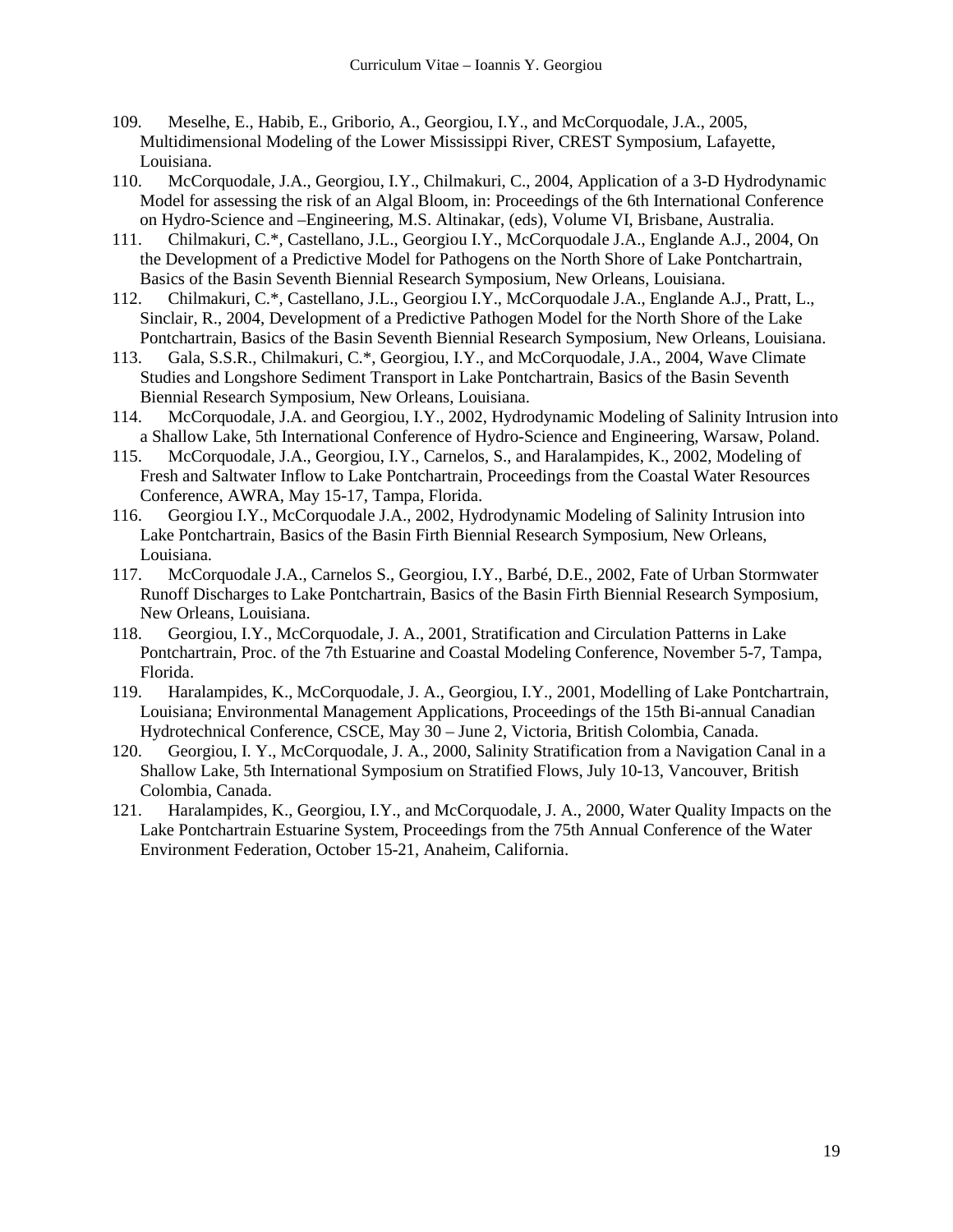109. Meselhe, E., Habib, E., Griborio, A., Georgiou, I.Y., and McCorquodale, J.A., 2005, Multidimensional Modeling of the Lower Mississippi River, CREST Symposium, Lafayette, Louisiana.
110. McCorquodale, J.A., Georgiou, I.Y., Chilmakuri, C., 2004, Application of a 3-D Hydrodynamic Model for assessing the risk of an Algal Bloom, in: Proceedings of the 6th International Conference on Hydro-Science and –Engineering, M.S. Altinakar, (eds), Volume VI, Brisbane, Australia.
111. Chilmakuri, C.*, Castellano, J.L., Georgiou I.Y., McCorquodale J.A., Englande A.J., 2004, On the Development of a Predictive Model for Pathogens on the North Shore of Lake Pontchartrain, Basics of the Basin Seventh Biennial Research Symposium, New Orleans, Louisiana.
112. Chilmakuri, C.*, Castellano, J.L., Georgiou I.Y., McCorquodale J.A., Englande A.J., Pratt, L., Sinclair, R., 2004, Development of a Predictive Pathogen Model for the North Shore of the Lake Pontchartrain, Basics of the Basin Seventh Biennial Research Symposium, New Orleans, Louisiana.
113. Gala, S.S.R., Chilmakuri, C.*, Georgiou, I.Y., and McCorquodale, J.A., 2004, Wave Climate Studies and Longshore Sediment Transport in Lake Pontchartrain, Basics of the Basin Seventh Biennial Research Symposium, New Orleans, Louisiana.
114. McCorquodale, J.A. and Georgiou, I.Y., 2002, Hydrodynamic Modeling of Salinity Intrusion into a Shallow Lake, 5th International Conference of Hydro-Science and Engineering, Warsaw, Poland.
115. McCorquodale, J.A., Georgiou, I.Y., Carnelos, S., and Haralampides, K., 2002, Modeling of Fresh and Saltwater Inflow to Lake Pontchartrain, Proceedings from the Coastal Water Resources Conference, AWRA, May 15-17, Tampa, Florida.
116. Georgiou I.Y., McCorquodale J.A., 2002, Hydrodynamic Modeling of Salinity Intrusion into Lake Pontchartrain, Basics of the Basin Firth Biennial Research Symposium, New Orleans, Louisiana.
117. McCorquodale J.A., Carnelos S., Georgiou, I.Y., Barbé, D.E., 2002, Fate of Urban Stormwater Runoff Discharges to Lake Pontchartrain, Basics of the Basin Firth Biennial Research Symposium, New Orleans, Louisiana.
118. Georgiou, I.Y., McCorquodale, J. A., 2001, Stratification and Circulation Patterns in Lake Pontchartrain, Proc. of the 7th Estuarine and Coastal Modeling Conference, November 5-7, Tampa, Florida.
119. Haralampides, K., McCorquodale, J. A., Georgiou, I.Y., 2001, Modelling of Lake Pontchartrain, Louisiana; Environmental Management Applications, Proceedings of the 15th Bi-annual Canadian Hydrotechnical Conference, CSCE, May 30 – June 2, Victoria, British Colombia, Canada.
120. Georgiou, I. Y., McCorquodale, J. A., 2000, Salinity Stratification from a Navigation Canal in a Shallow Lake, 5th International Symposium on Stratified Flows, July 10-13, Vancouver, British Colombia, Canada.
121. Haralampides, K., Georgiou, I.Y., and McCorquodale, J. A., 2000, Water Quality Impacts on the Lake Pontchartrain Estuarine System, Proceedings from the 75th Annual Conference of the Water Environment Federation, October 15-21, Anaheim, California.